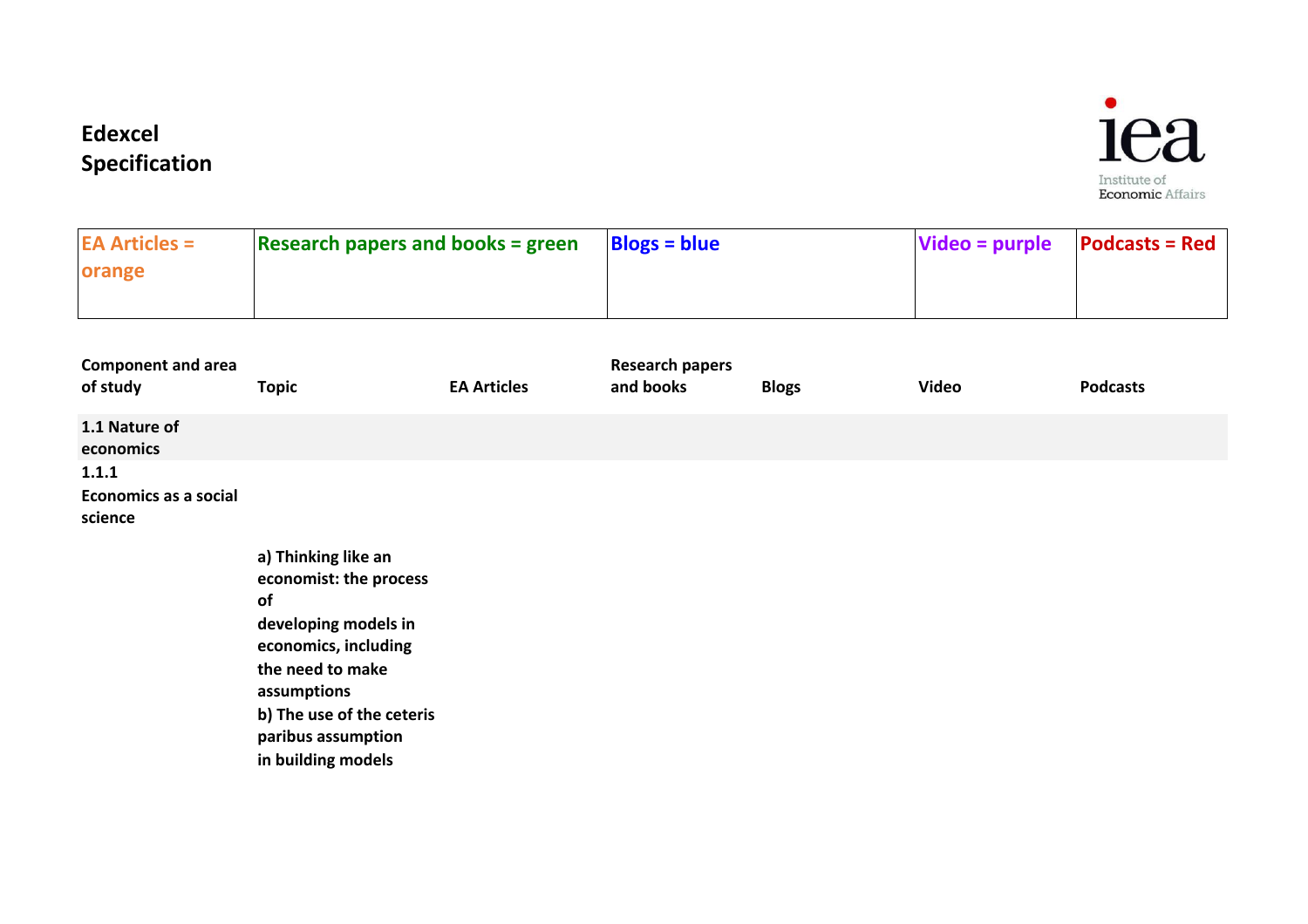# Edexcel Specification

Institute of Economic Affairs

| EA Articles = orange | Research papers and books = green | Blogs = blue | Video = purple | Podcasts = Red |
|---|---|---|---|---|
| | | | | |

| Component and area of study | Topic | EA Articles | Research papers and books | Blogs | Video | Podcasts |
|---|---|---|---|---|---|---|
| **1.1 Nature of economics** | | | | | | |
| **1.1.1 Economics as a social science** | | | | | | |
| | **a) Thinking like an economist: the process of developing models in economics, including the need to make assumptions** **b) The use of the ceteris paribus assumption in building models** | | | | | |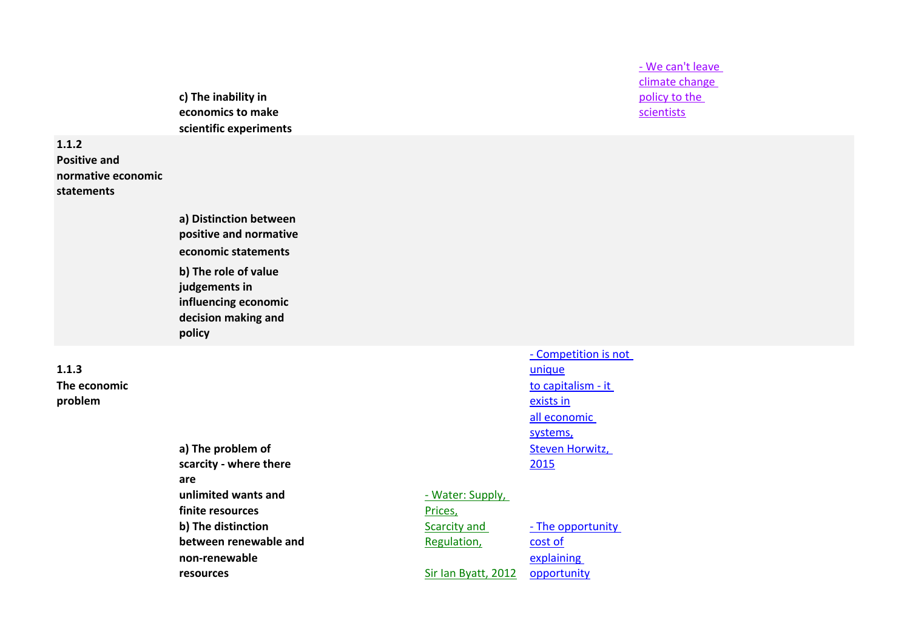| | | | | | |
|---|---|---|---|---|---|
| | c) The inability in economics to make scientific experiments | | | | - We can't leave climate change policy to the scientists |
| **1.1.2 Positive and normative economic statements** | | | | | |
| | a) Distinction between positive and normative economic statements | | | | |
| | b) The role of value judgements in influencing economic decision making and policy | | | | |
| **1.1.3 The economic problem** | | | | - Competition is not unique to capitalism - it exists in all economic systems, Steven Horwitz, 2015 | |
| | a) The problem of scarcity - where there are unlimited wants and finite resources | | - Water: Supply, Prices, Scarcity and Regulation, Sir Ian Byatt, 2012 | | |
| | b) The distinction between renewable and non-renewable resources | | | - The opportunity cost of explaining opportunity | |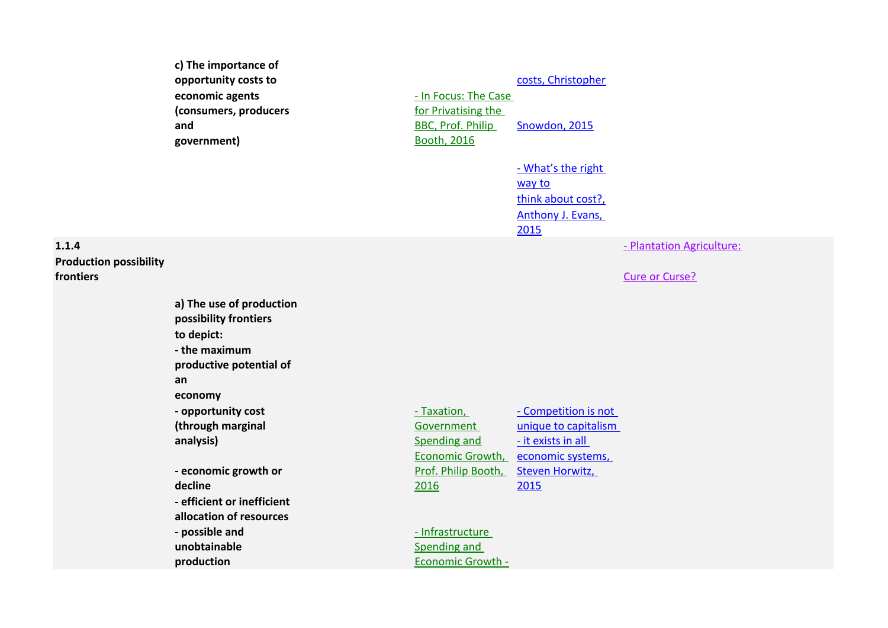| | | | | |
|---|---|---|---|---|
| | **c) The importance of opportunity costs to economic agents (consumers, producers and government)** | - In Focus: The Case for Privatising the BBC, Prof. Philip Booth, 2016 | costs, Christopher Snowdon, 2015<br><br>- What's the right way to think about cost?, Anthony J. Evans, 2015 | |
| **1.1.4 Production possibility frontiers** | | | | - Plantation Agriculture: Cure or Curse? |
| | **a) The use of production possibility frontiers to depict:**<br>**- the maximum productive potential of an economy**<br>**- opportunity cost (through marginal analysis)**<br>**- economic growth or decline**<br>**- efficient or inefficient allocation of resources**<br>**- possible and unobtainable production** | - Taxation, Government Spending and Economic Growth, Prof. Philip Booth, 2016<br><br>- Infrastructure Spending and Economic Growth - | - Competition is not unique to capitalism - it exists in all economic systems, Steven Horwitz, 2015 | |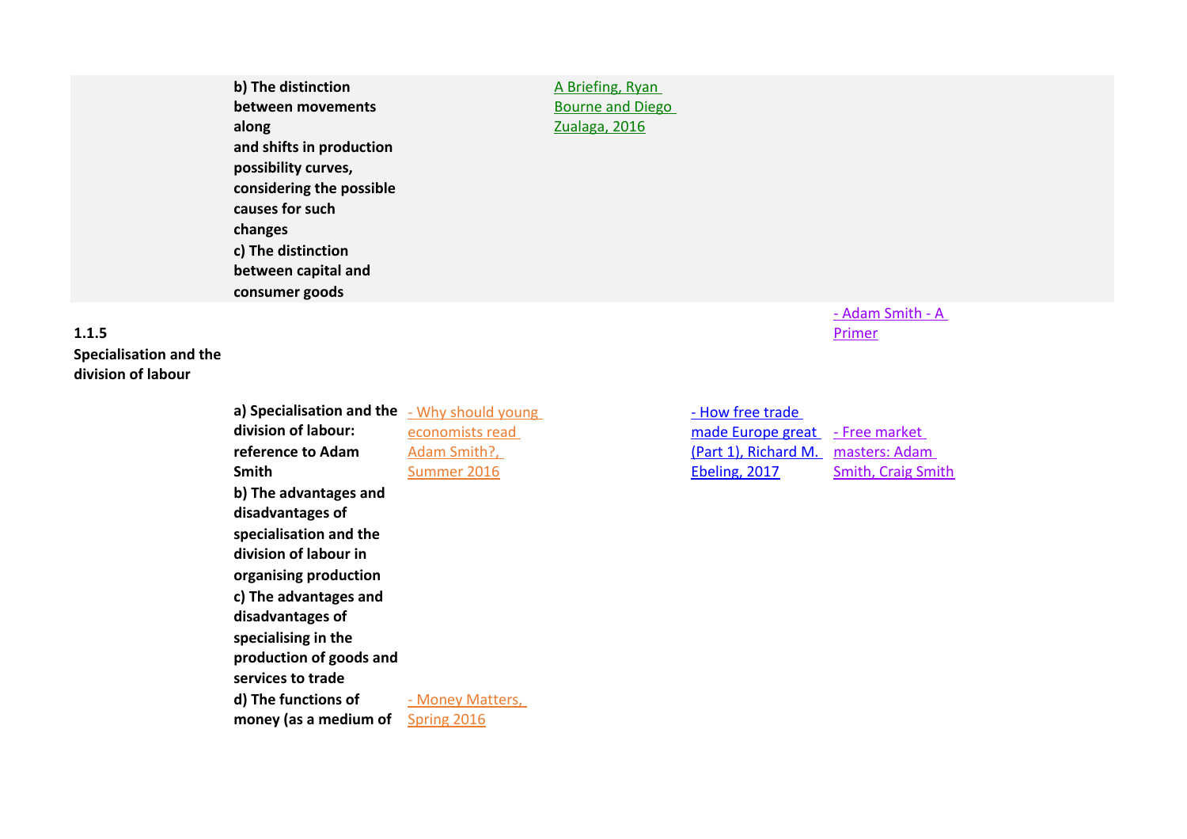| | | | | | |
|---|---|---|---|---|---|
| | **b) The distinction between movements along and shifts in production possibility curves, considering the possible causes for such changes**<br>**c) The distinction between capital and consumer goods** | | A Briefing, Ryan Bourne and Diego Zualaga, 2016 | | |
| **1.1.5 Specialisation and the division of labour** | | | | | - Adam Smith - A Primer |
| | **a) Specialisation and the division of labour: reference to Adam Smith**<br>**b) The advantages and disadvantages of specialisation and the division of labour in organising production**<br>**c) The advantages and disadvantages of specialising in the production of goods and services to trade** | - Why should young economists read Adam Smith?, Summer 2016 | | - How free trade made Europe great (Part 1), Richard M. Ebeling, 2017 | - Free market masters: Adam Smith, Craig Smith |
| | **d) The functions of money (as a medium of** | - Money Matters, Spring 2016 | | | |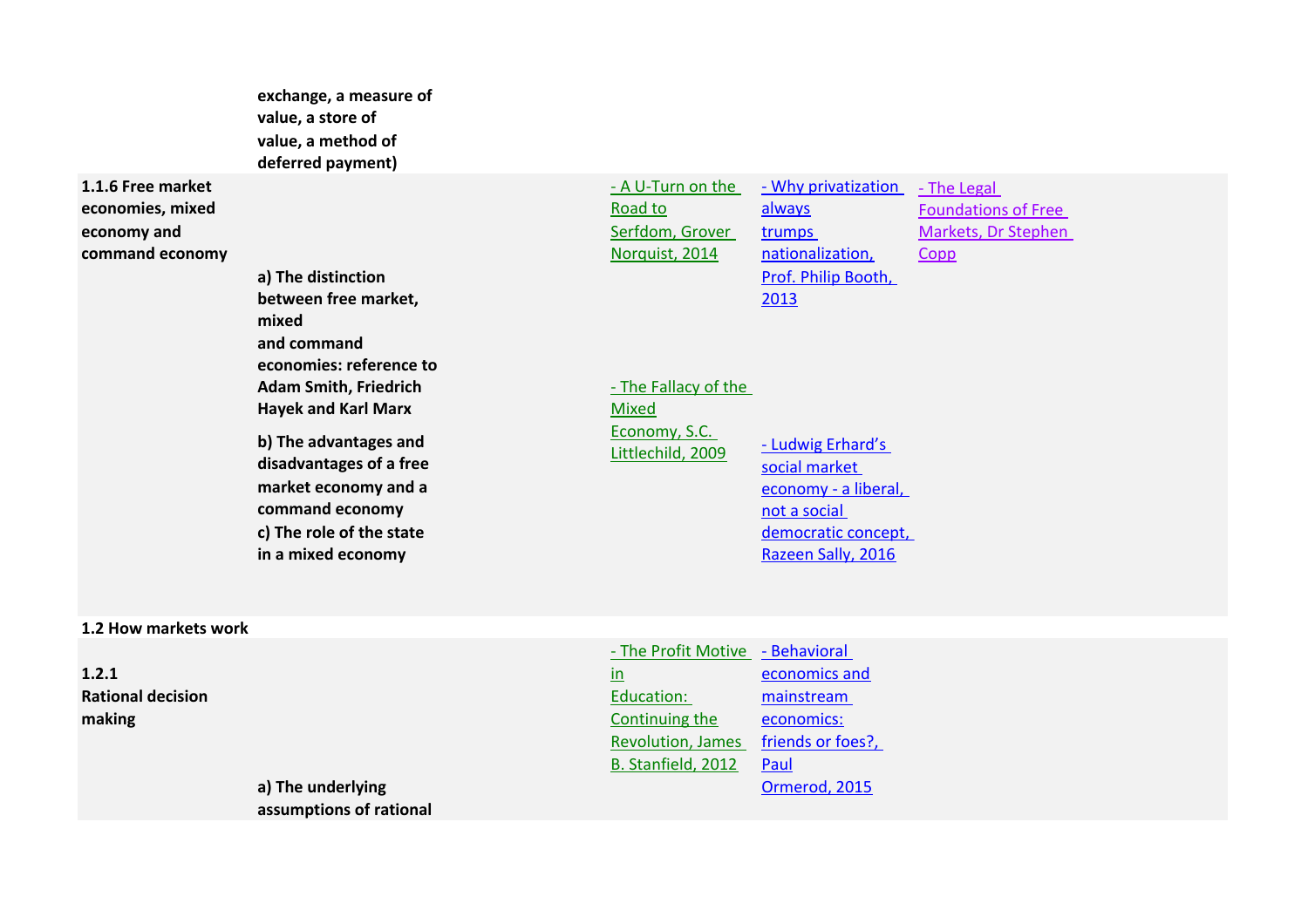| | | | | |
|---|---|---|---|---|
| | **exchange, a measure of value, a store of value, a method of deferred payment)** | | | |
| **1.1.6 Free market economies, mixed economy and command economy** | **a) The distinction between free market, mixed and command economies: reference to Adam Smith, Friedrich Hayek and Karl Marx** <br> **b) The advantages and disadvantages of a free market economy and a command economy** <br> **c) The role of the state in a mixed economy** | - A U-Turn on the Road to Serfdom, Grover Norquist, 2014 <br> - The Fallacy of the Mixed Economy, S.C. Littlechild, 2009 | - Why privatization always trumps nationalization, Prof. Philip Booth, 2013 <br> - Ludwig Erhard's social market economy - a liberal, not a social democratic concept, Razeen Sally, 2016 | - The Legal Foundations of Free Markets, Dr Stephen Copp |
| **1.2 How markets work** | | | | |
| **1.2.1 Rational decision making** | **a) The underlying assumptions of rational** | - The Profit Motive in Education: Continuing the Revolution, James B. Stanfield, 2012 | - Behavioral economics and mainstream economics: friends or foes?, Paul Ormerod, 2015 | |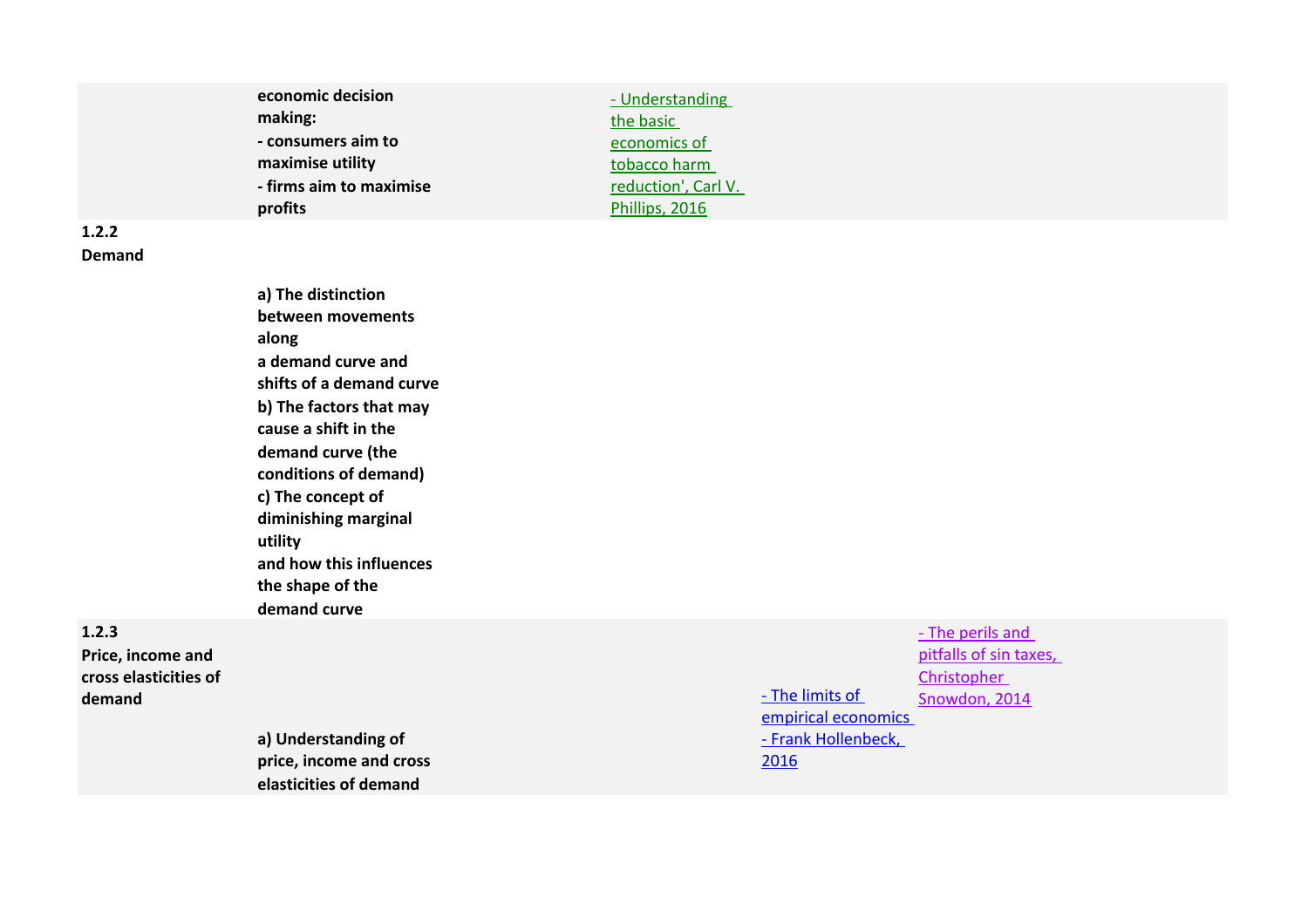| | | | | |
|---|---|---|---|---|
| | **economic decision making:** **- consumers aim to maximise utility** **- firms aim to maximise profits** | - Understanding the basic economics of tobacco harm reduction', Carl V. Phillips, 2016 | | |
| **1.2.2 Demand** | | | | |
| | **a) The distinction between movements along a demand curve and shifts of a demand curve** **b) The factors that may cause a shift in the demand curve (the conditions of demand)** **c) The concept of diminishing marginal utility and how this influences the shape of the demand curve** | | | |
| **1.2.3 Price, income and cross elasticities of demand** | **a) Understanding of price, income and cross elasticities of demand** | | - The limits of empirical economics - Frank Hollenbeck, 2016 | - The perils and pitfalls of sin taxes, Christopher Snowdon, 2014 |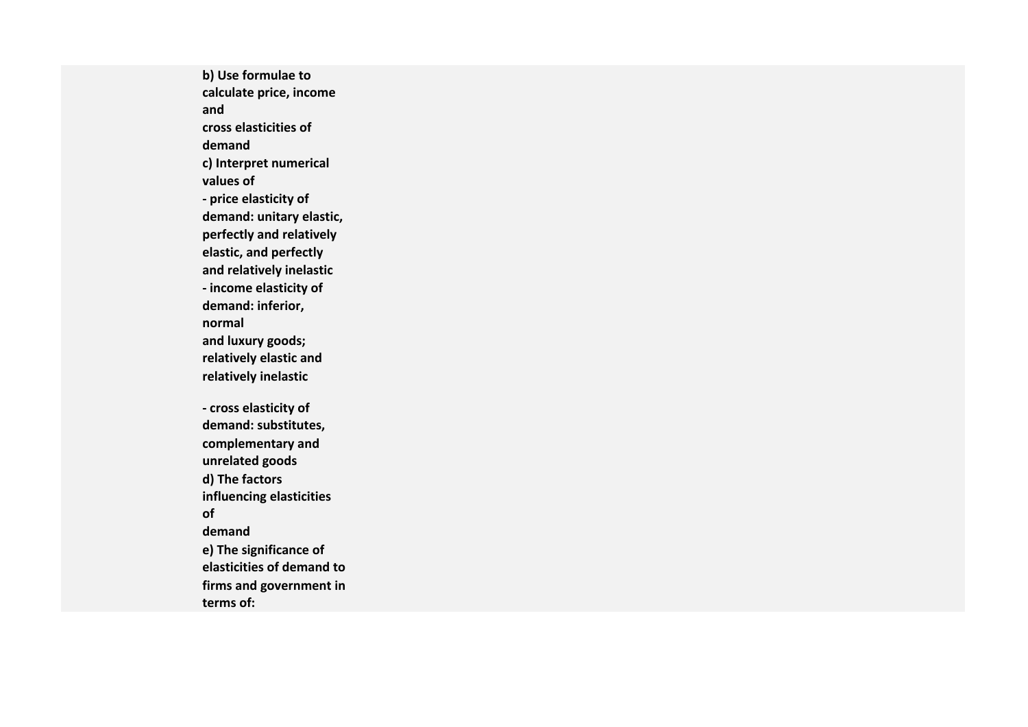**b) Use formulae to calculate price, income and cross elasticities of demand**

**c) Interpret numerical values of**

**- price elasticity of demand: unitary elastic, perfectly and relatively elastic, and perfectly and relatively inelastic**

**- income elasticity of demand: inferior, normal and luxury goods; relatively elastic and relatively inelastic**

**- cross elasticity of demand: substitutes, complementary and unrelated goods**

**d) The factors influencing elasticities of demand**

**e) The significance of elasticities of demand to firms and government in terms of:**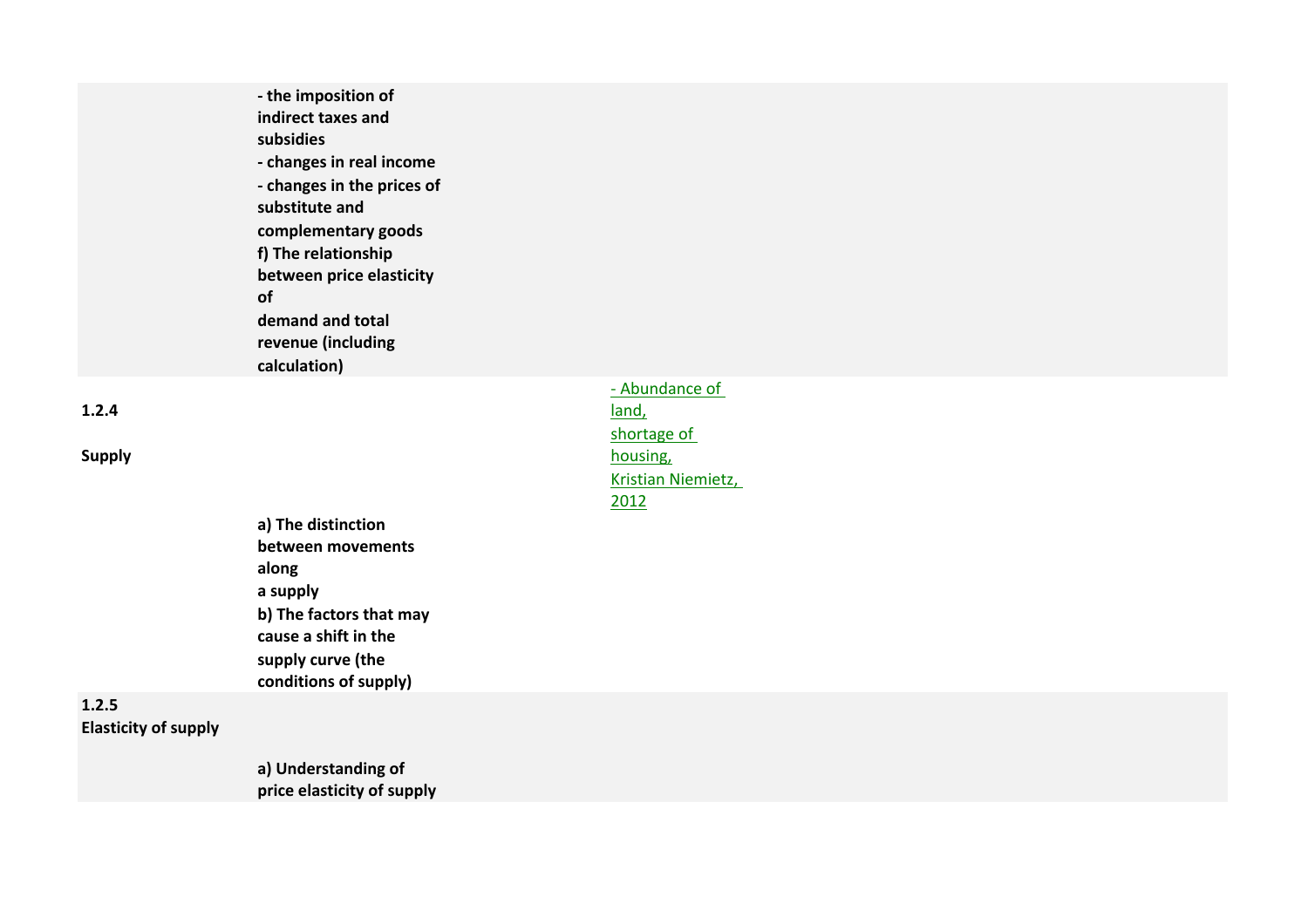| | | | |
|---|---|---|---|
| | **- the imposition of indirect taxes and subsidies**<br>**- changes in real income**<br>**- changes in the prices of substitute and complementary goods**<br>**f) The relationship between price elasticity of demand and total revenue (including calculation)** | | |
| **1.2.4**<br><br>**Supply** | | - Abundance of land, shortage of housing, Kristian Niemietz, 2012 | |
| | **a) The distinction between movements along a supply**<br>**b) The factors that may cause a shift in the supply curve (the conditions of supply)** | | |
| **1.2.5**<br>**Elasticity of supply** | | | |
| | **a) Understanding of price elasticity of supply** | | |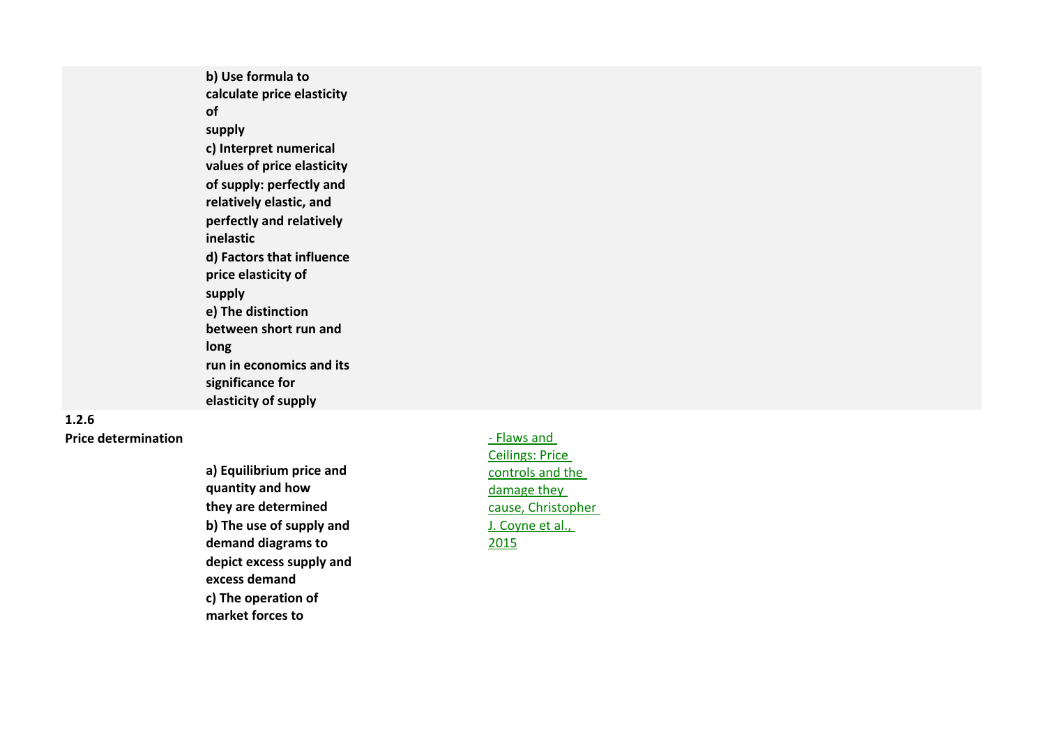| | | | |
|---|---|---|---|
| | **b) Use formula to calculate price elasticity of supply**<br>**c) Interpret numerical values of price elasticity of supply: perfectly and relatively elastic, and perfectly and relatively inelastic**<br>**d) Factors that influence price elasticity of supply**<br>**e) The distinction between short run and long run in economics and its significance for elasticity of supply** | | |
| **1.2.6 Price determination** | **a) Equilibrium price and quantity and how they are determined**<br>**b) The use of supply and demand diagrams to depict excess supply and excess demand**<br>**c) The operation of market forces to** | - Flaws and Ceilings: Price controls and the damage they cause, Christopher J. Coyne et al., 2015 | |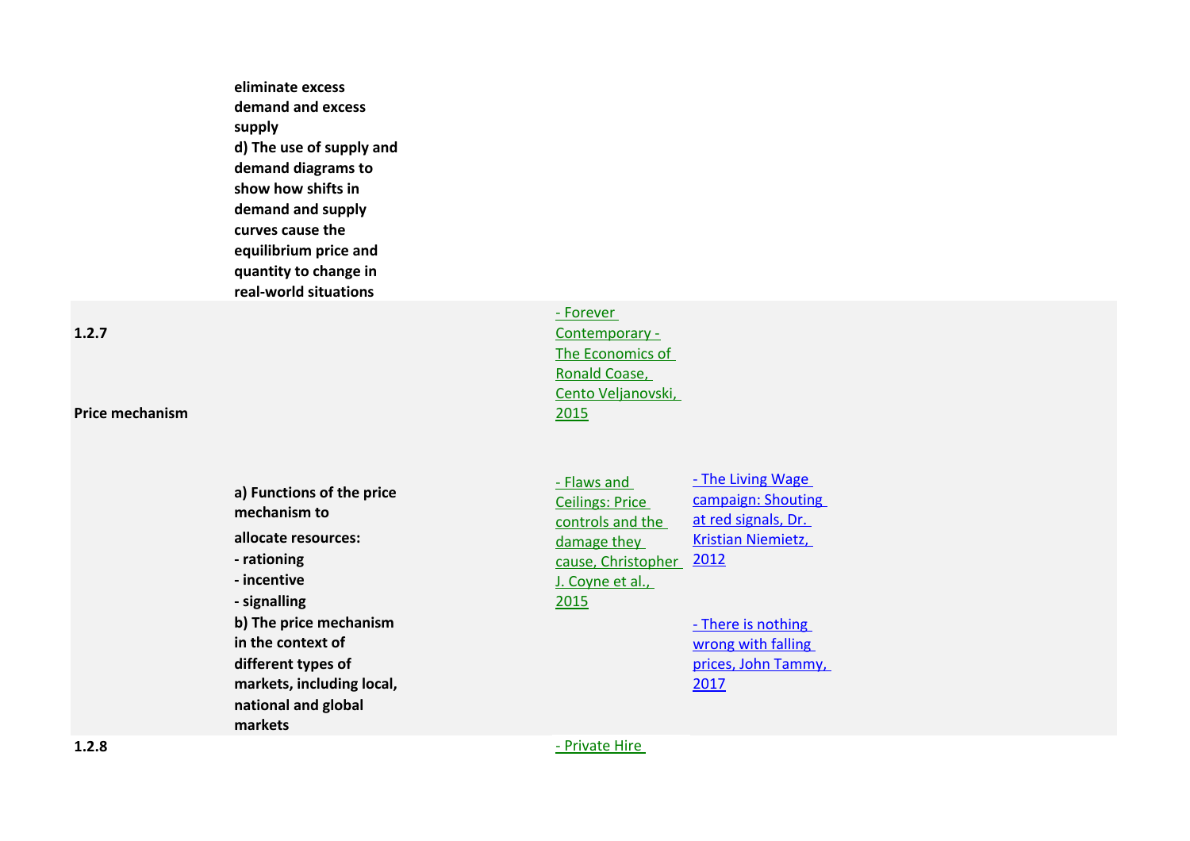| | | | |
|---|---|---|---|
| | eliminate excess demand and excess supply<br>d) The use of supply and demand diagrams to show how shifts in demand and supply curves cause the equilibrium price and quantity to change in real-world situations | | |
| 1.2.7<br><br>Price mechanism | | - Forever Contemporary - The Economics of Ronald Coase, Cento Veljanovski, 2015 | |
| | a) Functions of the price mechanism to allocate resources:<br>- rationing<br>- incentive<br>- signalling<br>b) The price mechanism in the context of different types of markets, including local, national and global markets | - Flaws and Ceilings: Price controls and the damage they cause, Christopher J. Coyne et al., 2015 | - The Living Wage campaign: Shouting at red signals, Dr. Kristian Niemietz, 2012<br><br>- There is nothing wrong with falling prices, John Tammy, 2017 |
| 1.2.8 | | - Private Hire | |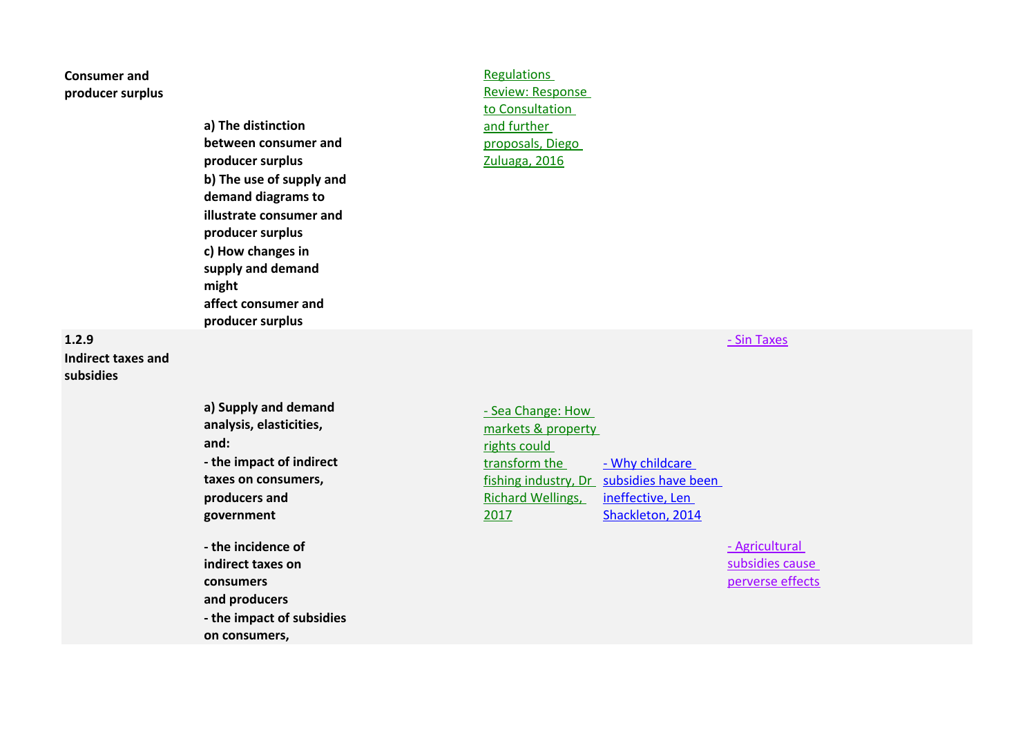| | | | | |
|---|---|---|---|---|
| **Consumer and producer surplus** | **a) The distinction between consumer and producer surplus**<br>**b) The use of supply and demand diagrams to illustrate consumer and producer surplus**<br>**c) How changes in supply and demand might affect consumer and producer surplus** | Regulations Review: Response to Consultation and further proposals, Diego Zuluaga, 2016 | | |
| **1.2.9**<br>**Indirect taxes and subsidies** | | | | - Sin Taxes |
| | **a) Supply and demand analysis, elasticities, and:**<br>**- the impact of indirect taxes on consumers, producers and government** | - Sea Change: How markets & property rights could transform the fishing industry, Dr Richard Wellings, 2017 | - Why childcare subsidies have been ineffective, Len Shackleton, 2014 | |
| | **- the incidence of indirect taxes on consumers and producers**<br>**- the impact of subsidies on consumers,** | | | - Agricultural subsidies cause perverse effects |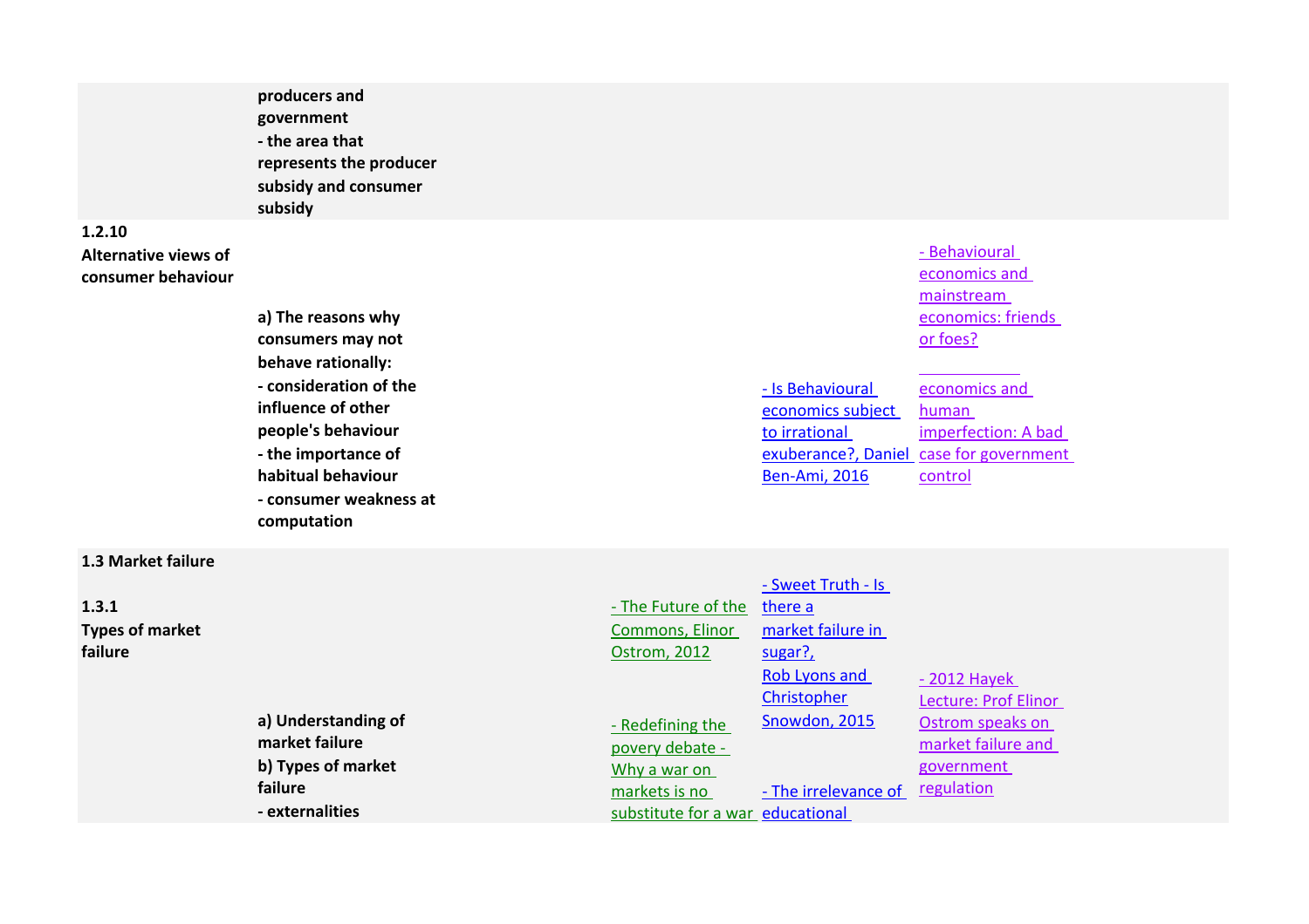| | | | | |
|---|---|---|---|---|
| | **producers and government**<br>**- the area that represents the producer subsidy and consumer subsidy** | | | |
| **1.2.10**<br>**Alternative views of consumer behaviour** | **a) The reasons why consumers may not behave rationally:**<br>**- consideration of the influence of other people's behaviour**<br>**- the importance of habitual behaviour**<br>**- consumer weakness at computation** | | - Is Behavioural economics subject to irrational exuberance?, Daniel Ben-Ami, 2016 | - Behavioural economics and mainstream economics: friends or foes?<br><br>economics and human imperfection: A bad case for government control |
| **1.3 Market failure** | | | | |
| **1.3.1**<br>**Types of market failure** | **a) Understanding of market failure**<br>**b) Types of market failure**<br>**- externalities** | - The Future of the Commons, Elinor Ostrom, 2012<br><br>- Redefining the povery debate - Why a war on markets is no substitute for a war | - Sweet Truth - Is there a market failure in sugar?, Rob Lyons and Christopher Snowdon, 2015<br><br>- The irrelevance of educational | - 2012 Hayek Lecture: Prof Elinor Ostrom speaks on market failure and government regulation |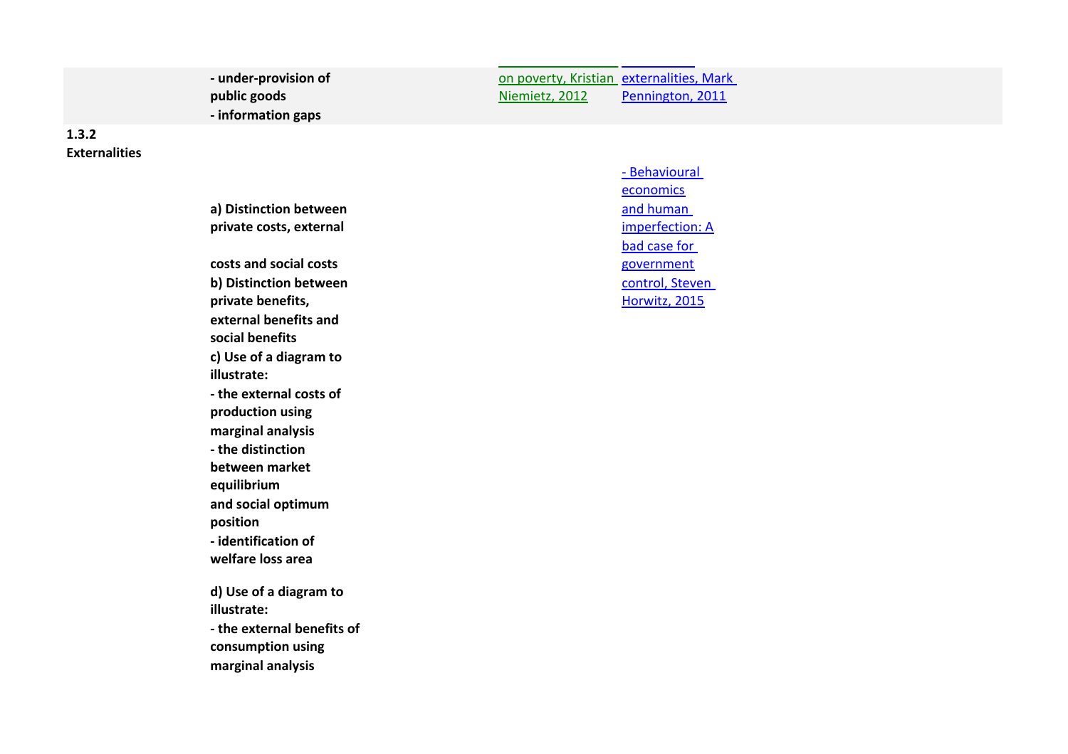| | | | |
|---|---|---|---|
| | **- under-provision of public goods**<br>**- information gaps** | on poverty, Kristian Niemietz, 2012 | externalities, Mark Pennington, 2011 |
| **1.3.2 Externalities** | **a) Distinction between private costs, external costs and social costs**<br>**b) Distinction between private benefits, external benefits and social benefits**<br>**c) Use of a diagram to illustrate:**<br>**- the external costs of production using marginal analysis**<br>**- the distinction between market equilibrium and social optimum position**<br>**- identification of welfare loss area**<br>**d) Use of a diagram to illustrate:**<br>**- the external benefits of consumption using marginal analysis** | | - Behavioural economics and human imperfection: A bad case for government control, Steven Horwitz, 2015 |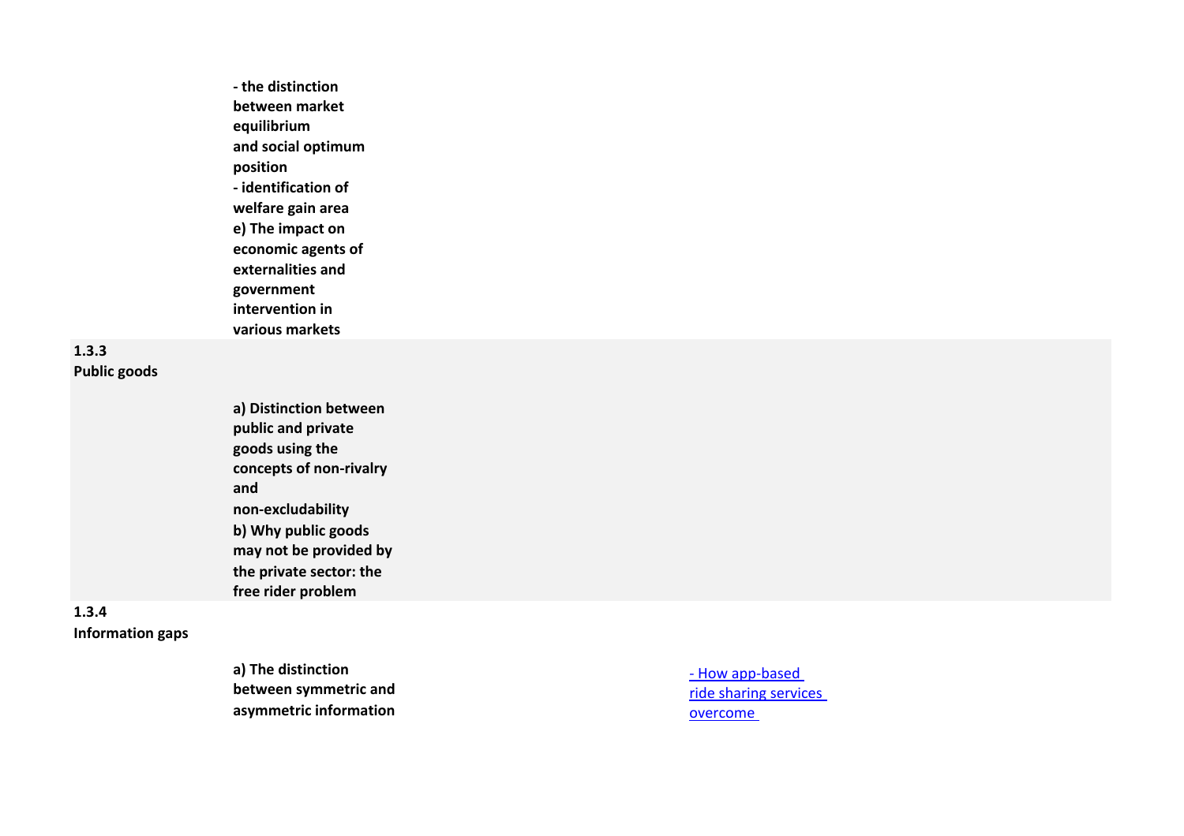| | | |
|---|---|---|
| | **- the distinction between market equilibrium and social optimum position**<br>**- identification of welfare gain area**<br>**e) The impact on economic agents of externalities and government intervention in various markets** | |
| **1.3.3 Public goods** | | |
| | **a) Distinction between public and private goods using the concepts of non-rivalry and non-excludability**<br>**b) Why public goods may not be provided by the private sector: the free rider problem** | |
| **1.3.4 Information gaps** | | |
| | **a) The distinction between symmetric and asymmetric information** | - How app-based ride sharing services overcome |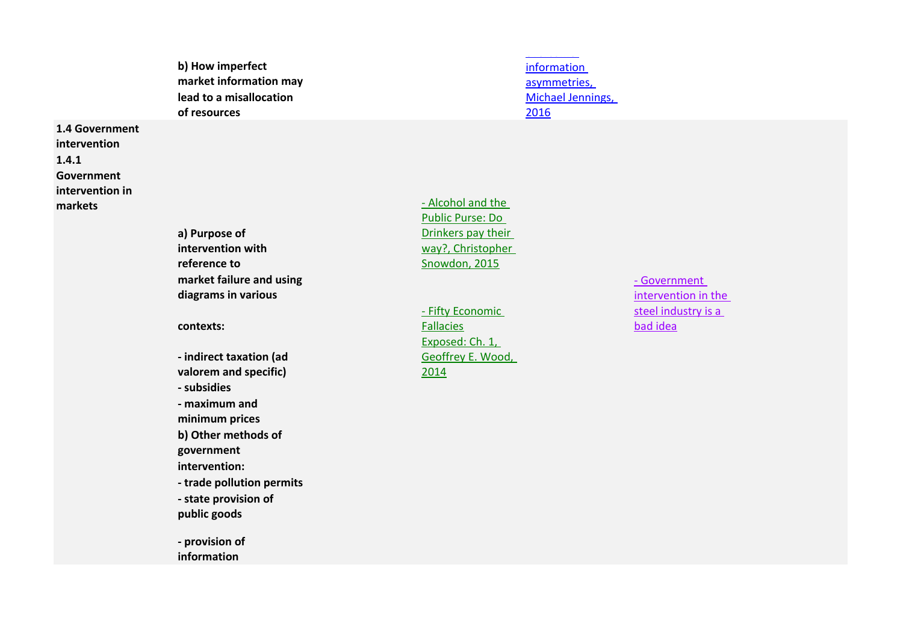| | | | | |
|---|---|---|---|---|
| | **b) How imperfect market information may lead to a misallocation of resources** | | information asymmetries, Michael Jennings, 2016 | |
| **1.4 Government intervention** **1.4.1 Government intervention in markets** | **a) Purpose of intervention with reference to market failure and using diagrams in various contexts:** **- indirect taxation (ad valorem and specific)** **- subsidies** **- maximum and minimum prices** **b) Other methods of government intervention:** **- trade pollution permits** **- state provision of public goods** **- provision of information** | - Alcohol and the Public Purse: Do Drinkers pay their way?, Christopher Snowdon, 2015 - Fifty Economic Fallacies Exposed: Ch. 1, Geoffrey E. Wood, 2014 | | - Government intervention in the steel industry is a bad idea |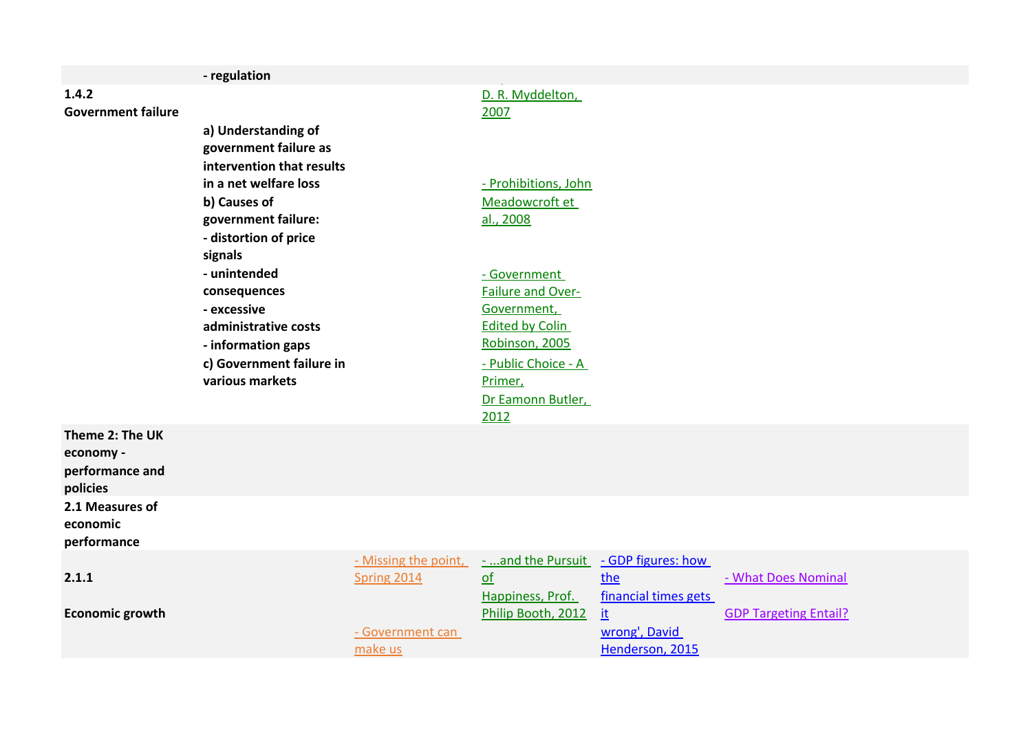| | | | | | |
|---|---|---|---|---|---|
| | - regulation | | | | |
| **1.4.2 Government failure** | | | D. R. Myddelton, 2007 | | |
| | **a) Understanding of government failure as intervention that results in a net welfare loss**<br>**b) Causes of government failure:**<br>**- distortion of price signals**<br>**- unintended consequences**<br>**- excessive administrative costs**<br>**- information gaps**<br>**c) Government failure in various markets** | | - Prohibitions, John Meadowcroft et al., 2008<br>- Government Failure and Over-Government, Edited by Colin Robinson, 2005<br>- Public Choice - A Primer, Dr Eamonn Butler, 2012 | | |
| **Theme 2: The UK economy - performance and policies** | | | | | |
| **2.1 Measures of economic performance** | | | | | |
| **2.1.1**<br>**Economic growth** | | - Missing the point, Spring 2014<br>- Government can make us | - ...and the Pursuit of Happiness, Prof. Philip Booth, 2012 | - GDP figures: how the financial times gets it wrong', David Henderson, 2015 | - What Does Nominal GDP Targeting Entail? |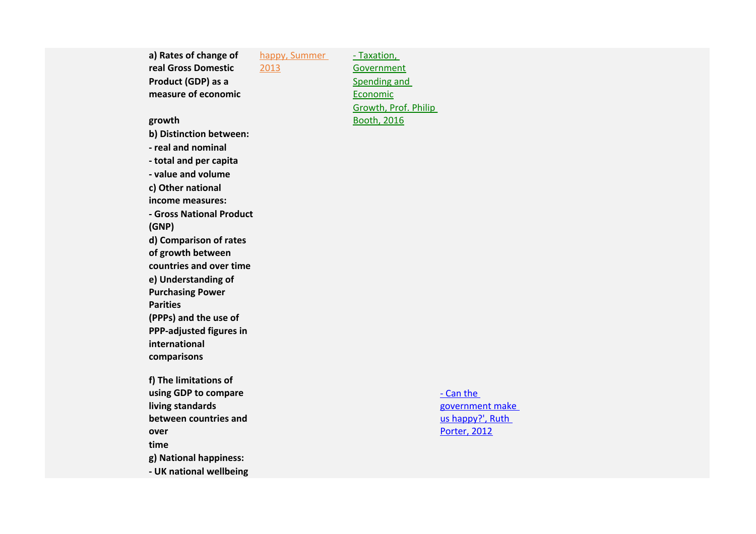| | | | |
|---|---|---|---|
| **a) Rates of change of real Gross Domestic Product (GDP) as a measure of economic growth**<br>**b) Distinction between:**<br>**- real and nominal**<br>**- total and per capita**<br>**- value and volume**<br>**c) Other national income measures:**<br>**- Gross National Product (GNP)**<br>**d) Comparison of rates of growth between countries and over time**<br>**e) Understanding of Purchasing Power Parities (PPPs) and the use of PPP-adjusted figures in international comparisons** | happy, Summer 2013 | - Taxation, Government Spending and Economic Growth, Prof. Philip Booth, 2016 | |
| **f) The limitations of using GDP to compare living standards between countries and over time**<br>**g) National happiness:**<br>**- UK national wellbeing** | | | - Can the government make us happy?', Ruth Porter, 2012 |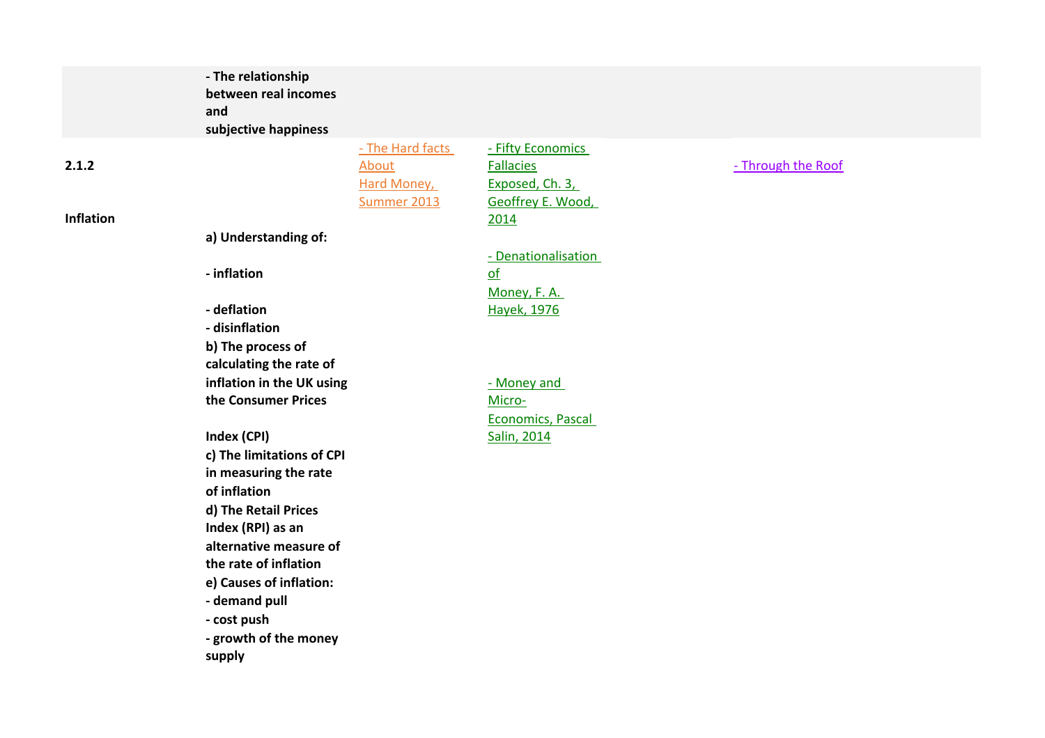| | | | | | |
|---|---|---|---|---|---|
| | **- The relationship between real incomes and subjective happiness** | | | | |
| **2.1.2**<br><br>**Inflation** | **a) Understanding of:**<br><br>**- inflation**<br><br>**- deflation**<br>**- disinflation**<br>**b) The process of calculating the rate of inflation in the UK using the Consumer Prices Index (CPI)**<br>**c) The limitations of CPI in measuring the rate of inflation**<br>**d) The Retail Prices Index (RPI) as an alternative measure of the rate of inflation**<br>**e) Causes of inflation:**<br>**- demand pull**<br>**- cost push**<br>**- growth of the money supply** | - The Hard facts About Hard Money, Summer 2013 | - Fifty Economics Fallacies Exposed, Ch. 3, Geoffrey E. Wood, 2014<br><br>- Denationalisation of Money, F. A. Hayek, 1976<br><br>- Money and Micro-Economics, Pascal Salin, 2014 | | - Through the Roof |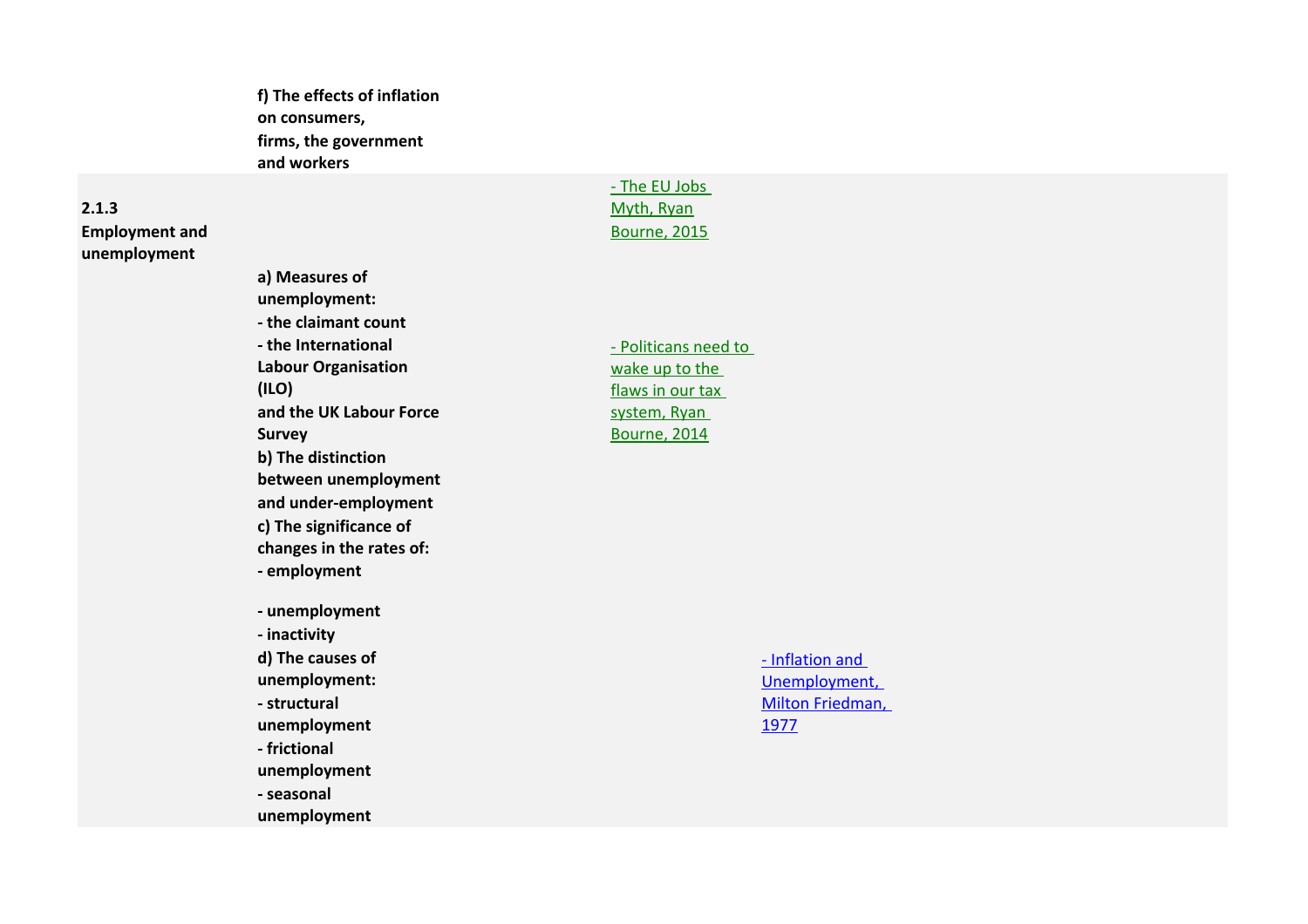| | | | |
|---|---|---|---|
| | **f) The effects of inflation on consumers, firms, the government and workers** | | |
| **2.1.3 Employment and unemployment** | **a) Measures of unemployment:**<br>**- the claimant count**<br>**- the International Labour Organisation (ILO) and the UK Labour Force Survey**<br>**b) The distinction between unemployment and under-employment**<br>**c) The significance of changes in the rates of:**<br>**- employment**<br>**- unemployment**<br>**- inactivity**<br>**d) The causes of unemployment:**<br>**- structural unemployment**<br>**- frictional unemployment**<br>**- seasonal unemployment** | - The EU Jobs Myth, Ryan Bourne, 2015<br><br>- Politicans need to wake up to the flaws in our tax system, Ryan Bourne, 2014 | - Inflation and Unemployment, Milton Friedman, 1977 |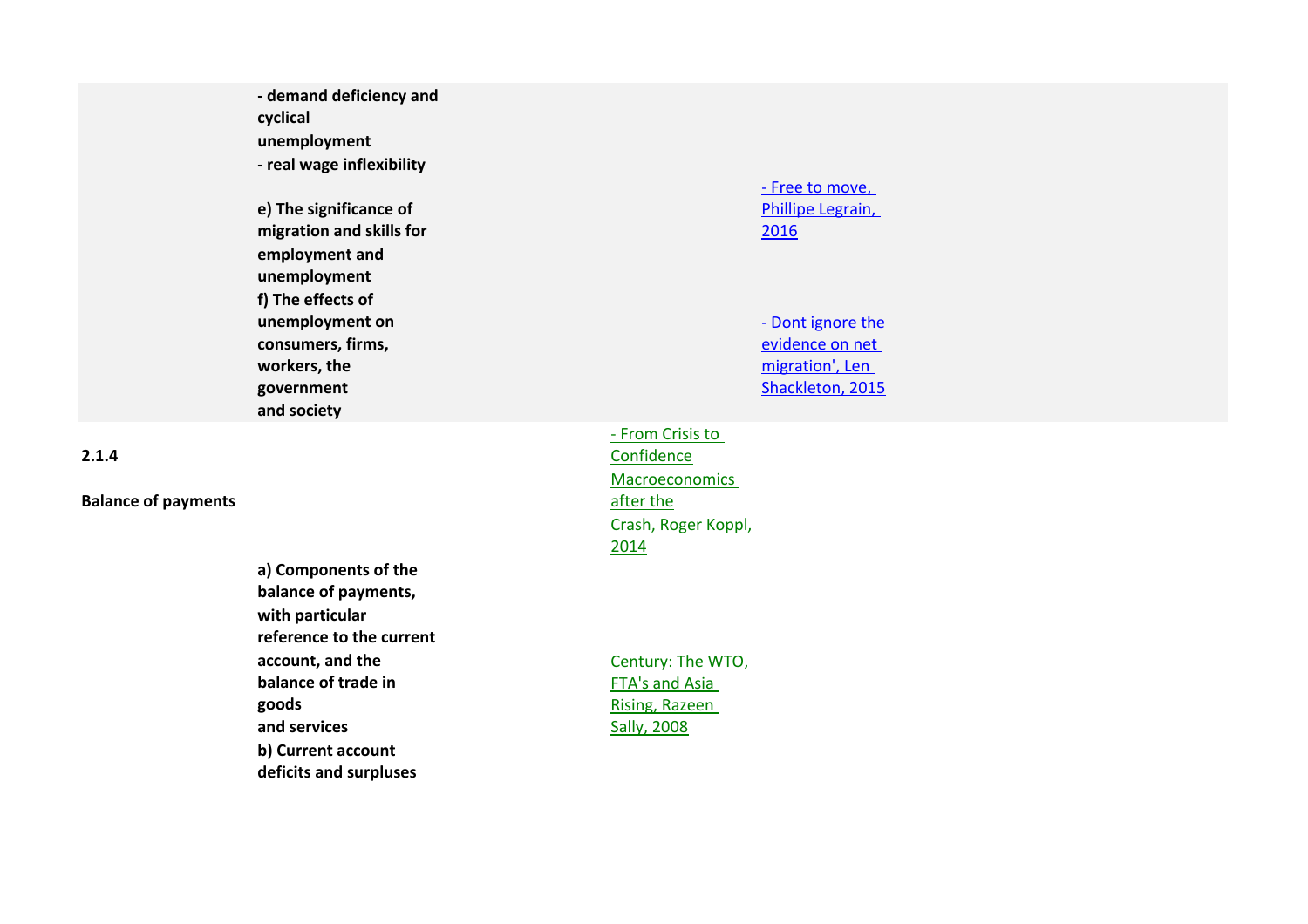| | | | |
|---|---|---|---|
| | **- demand deficiency and cyclical unemployment** <br> **- real wage inflexibility** <br><br> **e) The significance of migration and skills for employment and unemployment** <br> **f) The effects of unemployment on consumers, firms, workers, the government and society** | | - Free to move, Phillipe Legrain, 2016 <br><br> - Dont ignore the evidence on net migration', Len Shackleton, 2015 |
| **2.1.4** <br><br> **Balance of payments** | | - From Crisis to Confidence Macroeconomics after the Crash, Roger Koppl, 2014 | |
| | **a) Components of the balance of payments, with particular reference to the current account, and the balance of trade in goods and services** <br> **b) Current account deficits and surpluses** | Century: The WTO, FTA's and Asia Rising, Razeen Sally, 2008 | |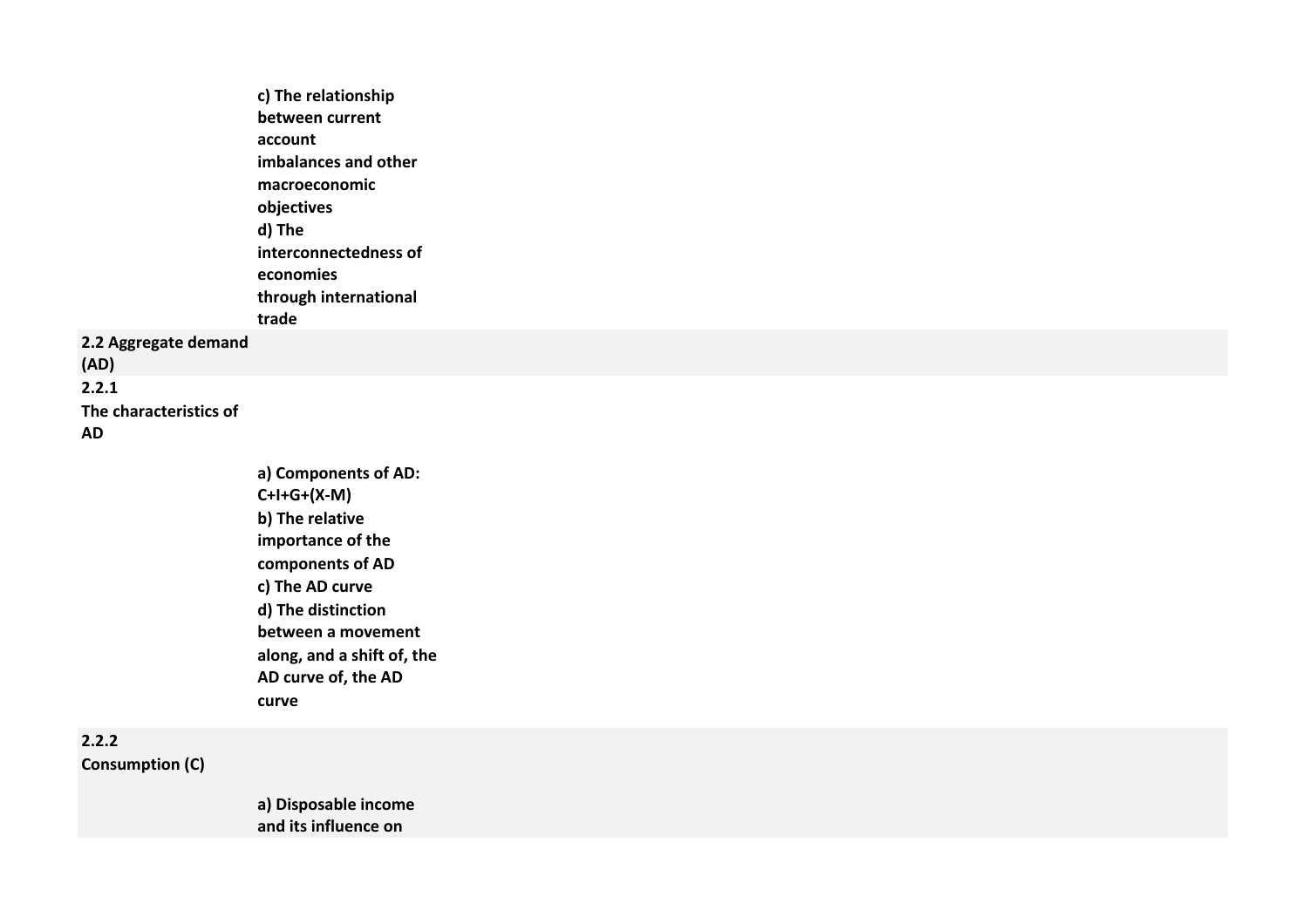| | |
|---|---|
| | **c) The relationship between current account imbalances and other macroeconomic objectives**<br>**d) The interconnectedness of economies through international trade** |
| **2.2 Aggregate demand (AD)** | |
| **2.2.1 The characteristics of AD** | |
| | **a) Components of AD: C+I+G+(X-M)**<br>**b) The relative importance of the components of AD**<br>**c) The AD curve**<br>**d) The distinction between a movement along, and a shift of, the AD curve of, the AD curve** |
| **2.2.2 Consumption (C)** | |
| | **a) Disposable income and its influence on** |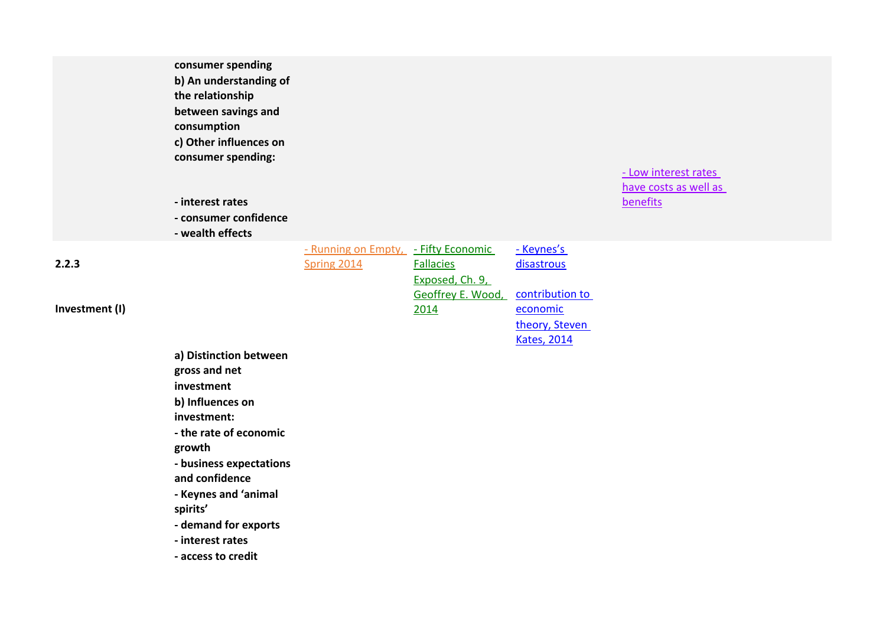| | | | | | |
|---|---|---|---|---|---|
| | **consumer spending**<br>**b) An understanding of the relationship between savings and consumption**<br>**c) Other influences on consumer spending:**<br><br>**- interest rates**<br>**- consumer confidence**<br>**- wealth effects** | | | | - Low interest rates have costs as well as benefits |
| **2.2.3**<br><br>**Investment (I)** | **a) Distinction between gross and net investment**<br>**b) Influences on investment:**<br>**- the rate of economic growth**<br>**- business expectations and confidence**<br>**- Keynes and 'animal spirits'**<br>**- demand for exports**<br>**- interest rates**<br>**- access to credit** | - Running on Empty, Spring 2014 | - Fifty Economic Fallacies Exposed, Ch. 9, Geoffrey E. Wood, 2014 | - Keynes's disastrous contribution to economic theory, Steven Kates, 2014 | |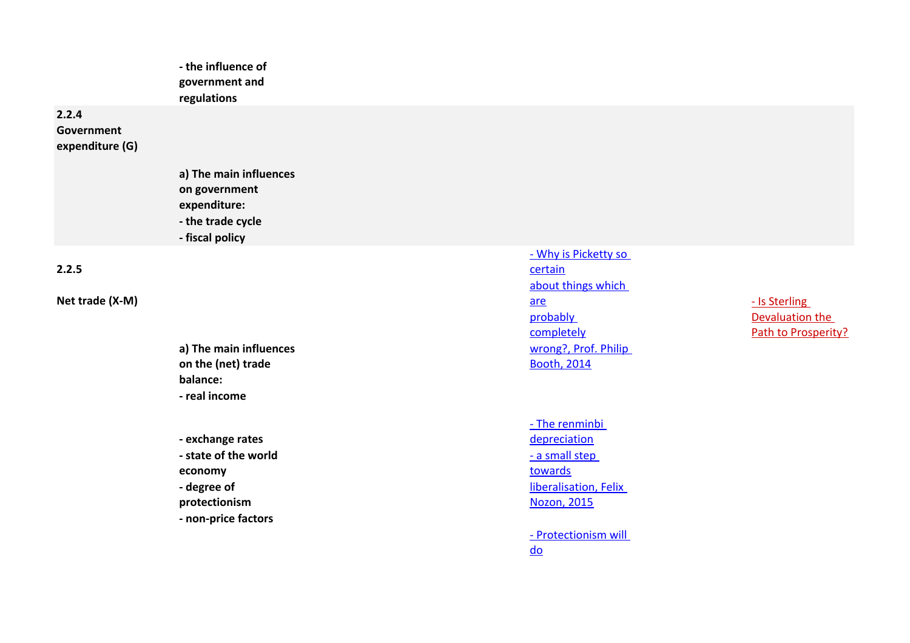| | | | |
|---|---|---|---|
| | **- the influence of government and regulations** | | |
| **2.2.4 Government expenditure (G)** | | | |
| | **a) The main influences on government expenditure:**<br>**- the trade cycle**<br>**- fiscal policy** | | |
| **2.2.5**<br><br>**Net trade (X-M)** | **a) The main influences on the (net) trade balance:**<br>**- real income** | - Why is Picketty so certain about things which are probably completely wrong?, Prof. Philip Booth, 2014 | - Is Sterling Devaluation the Path to Prosperity? |
| | **- exchange rates**<br>**- state of the world economy**<br>**- degree of protectionism**<br>**- non-price factors** | - The renminbi depreciation - a small step towards liberalisation, Felix Nozon, 2015<br><br>- Protectionism will do | |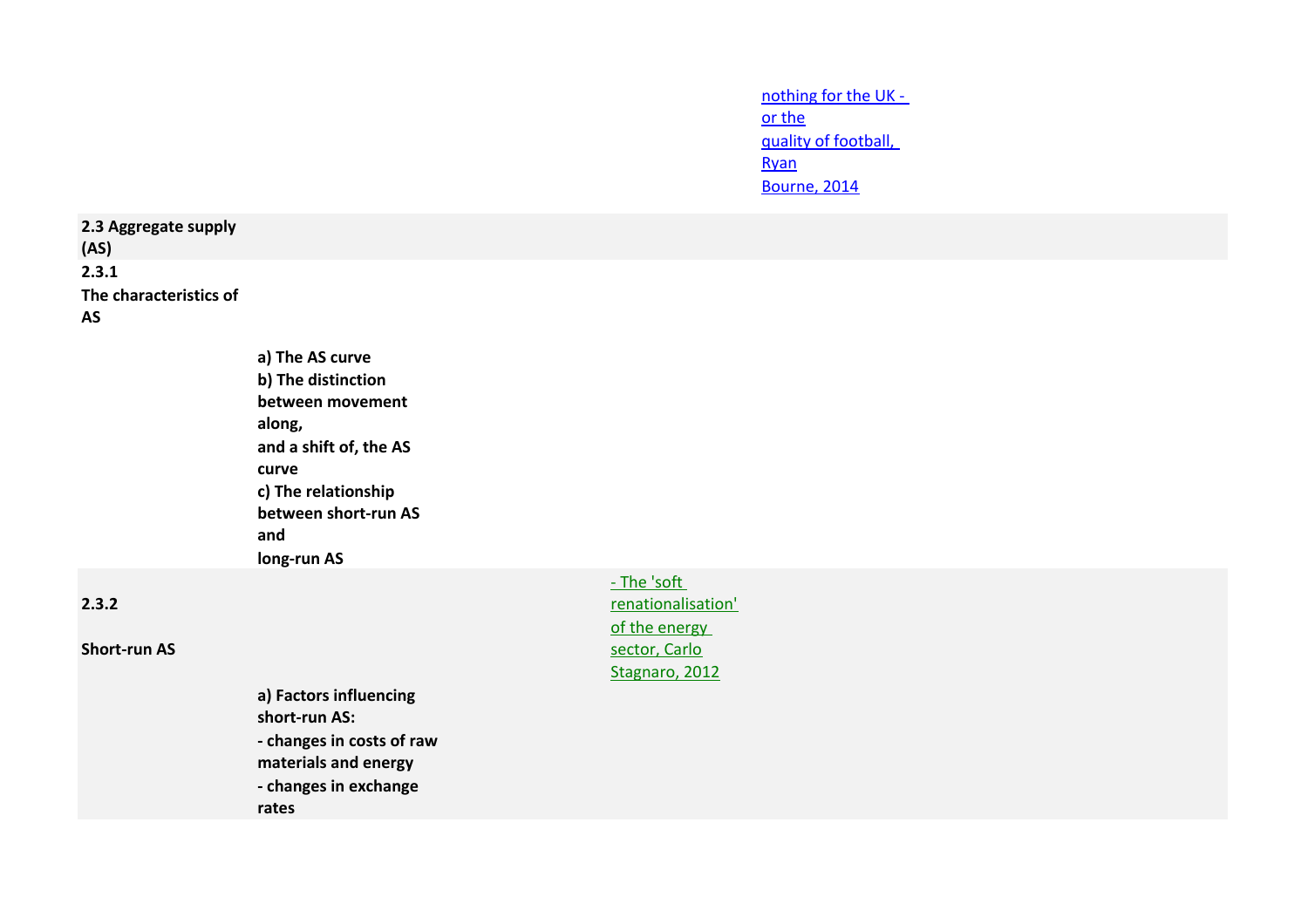| | | | |
|---|---|---|---|
| | | | nothing for the UK - or the quality of football, Ryan Bourne, 2014 |
| **2.3 Aggregate supply (AS)** | | | |
| **2.3.1 The characteristics of AS** | | | |
| | **a) The AS curve**<br>**b) The distinction between movement along, and a shift of, the AS curve**<br>**c) The relationship between short-run AS and long-run AS** | | |
| **2.3.2**<br><br>**Short-run AS** | | - The 'soft renationalisation' of the energy sector, Carlo Stagnaro, 2012 | |
| | **a) Factors influencing short-run AS:**<br>**- changes in costs of raw materials and energy**<br>**- changes in exchange rates** | | |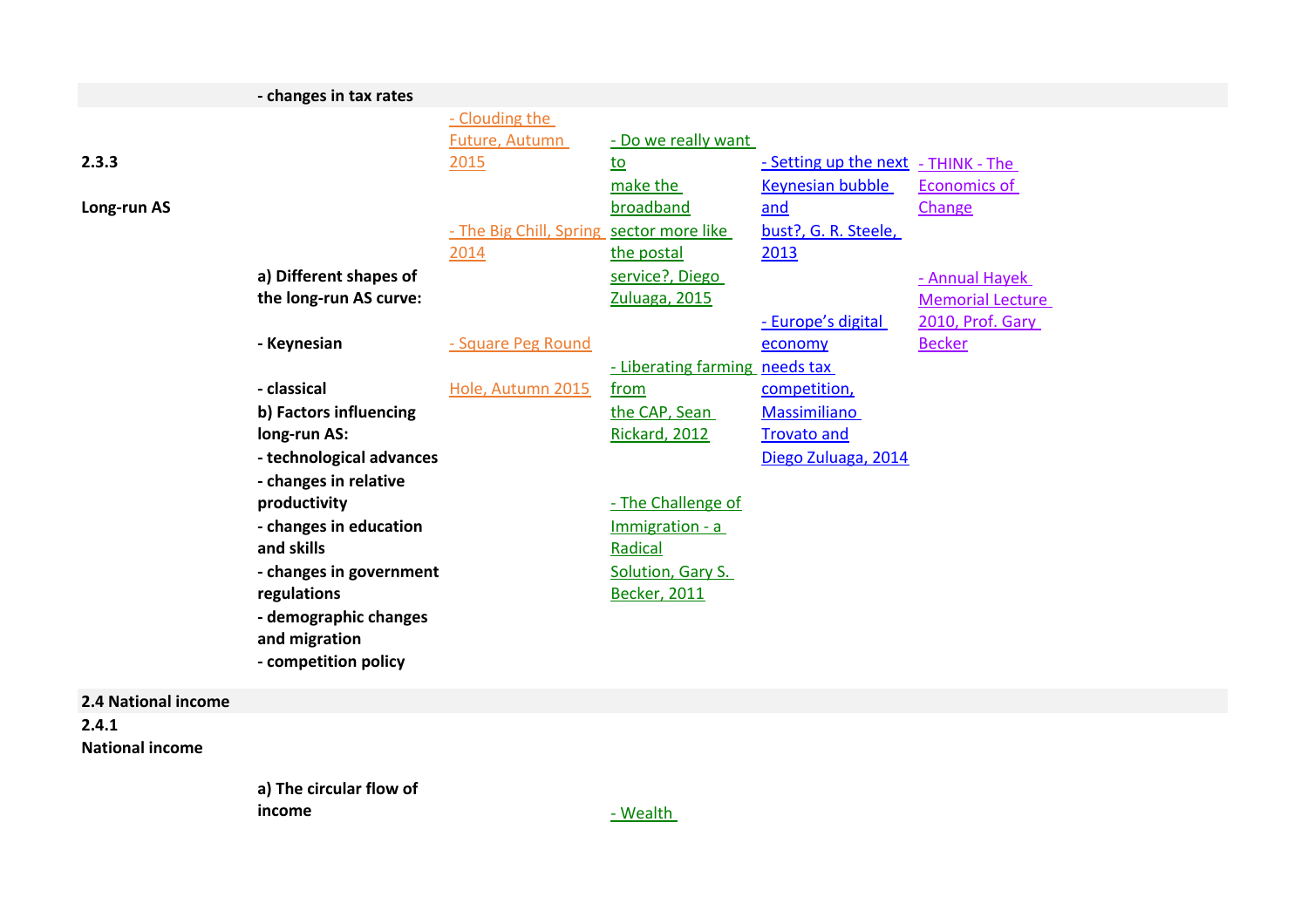| | | | | | |
|---|---|---|---|---|---|
| | - changes in tax rates | | | | |
| **2.3.3**<br><br>**Long-run AS** | **a) Different shapes of the long-run AS curve:**<br><br>**- Keynesian**<br><br>**- classical**<br>**b) Factors influencing long-run AS:**<br>**- technological advances**<br>**- changes in relative productivity**<br>**- changes in education and skills**<br>**- changes in government regulations**<br>**- demographic changes and migration**<br>**- competition policy** | - Clouding the Future, Autumn 2015<br><br>- The Big Chill, Spring 2014<br><br>- Square Peg Round Hole, Autumn 2015 | - Do we really want to make the broadband sector more like the postal service?, Diego Zuluaga, 2015<br><br>- Liberating farming from the CAP, Sean Rickard, 2012<br><br>- The Challenge of Immigration - a Radical Solution, Gary S. Becker, 2011 | - Setting up the next Keynesian bubble and bust?, G. R. Steele, 2013<br><br>- Europe's digital economy needs tax competition, Massimiliano Trovato and Diego Zuluaga, 2014 | - THINK - The Economics of Change<br><br>- Annual Hayek Memorial Lecture 2010, Prof. Gary Becker |
| **2.4 National income** | | | | | |
| **2.4.1**<br>**National income** | **a) The circular flow of income** | | - Wealth | | |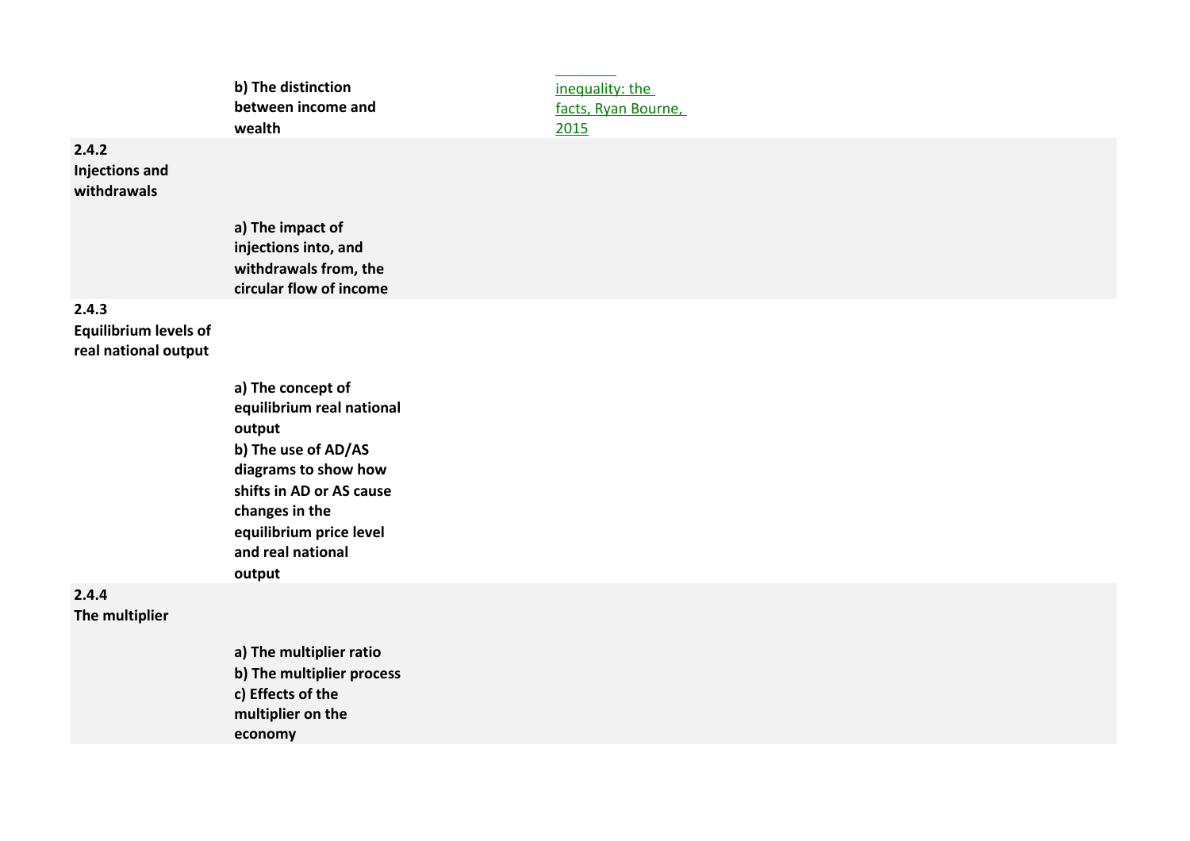| | | |
|---|---|---|
| | **b) The distinction between income and wealth** | inequality: the facts, Ryan Bourne, 2015 |
| **2.4.2 Injections and withdrawals** | | |
| | **a) The impact of injections into, and withdrawals from, the circular flow of income** | |
| **2.4.3 Equilibrium levels of real national output** | | |
| | **a) The concept of equilibrium real national output**<br>**b) The use of AD/AS diagrams to show how shifts in AD or AS cause changes in the equilibrium price level and real national output** | |
| **2.4.4 The multiplier** | | |
| | **a) The multiplier ratio**<br>**b) The multiplier process**<br>**c) Effects of the multiplier on the economy** | |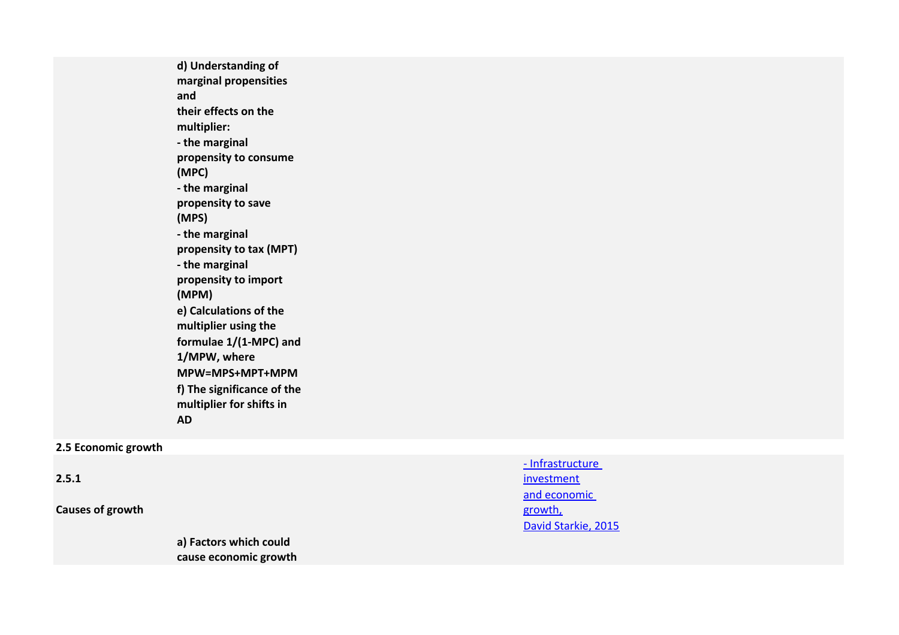| | | |
|---|---|---|
| | **d) Understanding of marginal propensities and their effects on the multiplier:**<br>**- the marginal propensity to consume (MPC)**<br>**- the marginal propensity to save (MPS)**<br>**- the marginal propensity to tax (MPT)**<br>**- the marginal propensity to import (MPM)**<br>**e) Calculations of the multiplier using the formulae 1/(1-MPC) and 1/MPW, where MPW=MPS+MPT+MPM**<br>**f) The significance of the multiplier for shifts in AD** | |

**2.5 Economic growth**

| | | |
|---|---|---|
| **2.5.1**<br><br>**Causes of growth** | **a) Factors which could cause economic growth** | - Infrastructure investment and economic growth, David Starkie, 2015 |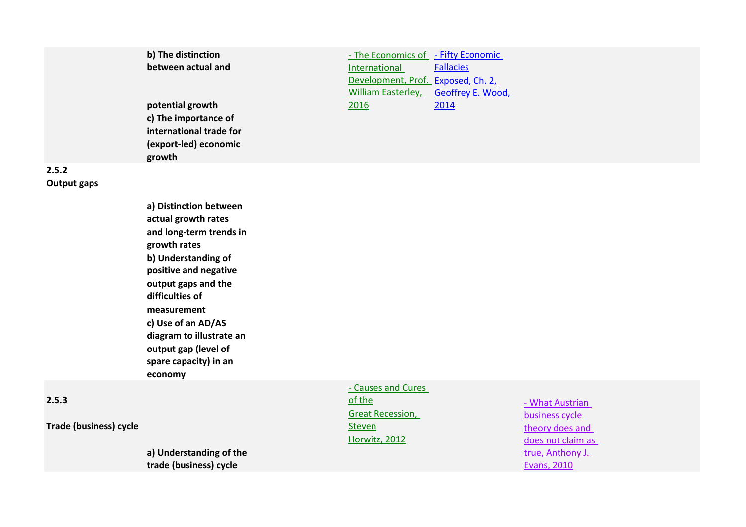| | | | | |
|---|---|---|---|---|
| | **b) The distinction between actual and potential growth**<br>**c) The importance of international trade for (export-led) economic growth** | - The Economics of International Development, Prof. William Easterley, 2016 | - Fifty Economic Fallacies Exposed, Ch. 2, Geoffrey E. Wood, 2014 | |
| **2.5.2**<br>**Output gaps** | **a) Distinction between actual growth rates and long-term trends in growth rates**<br>**b) Understanding of positive and negative output gaps and the difficulties of measurement**<br>**c) Use of an AD/AS diagram to illustrate an output gap (level of spare capacity) in an economy** | | | |
| **2.5.3**<br>**Trade (business) cycle** | **a) Understanding of the trade (business) cycle** | - Causes and Cures of the Great Recession, Steven Horwitz, 2012 | | - What Austrian business cycle theory does and does not claim as true, Anthony J. Evans, 2010 |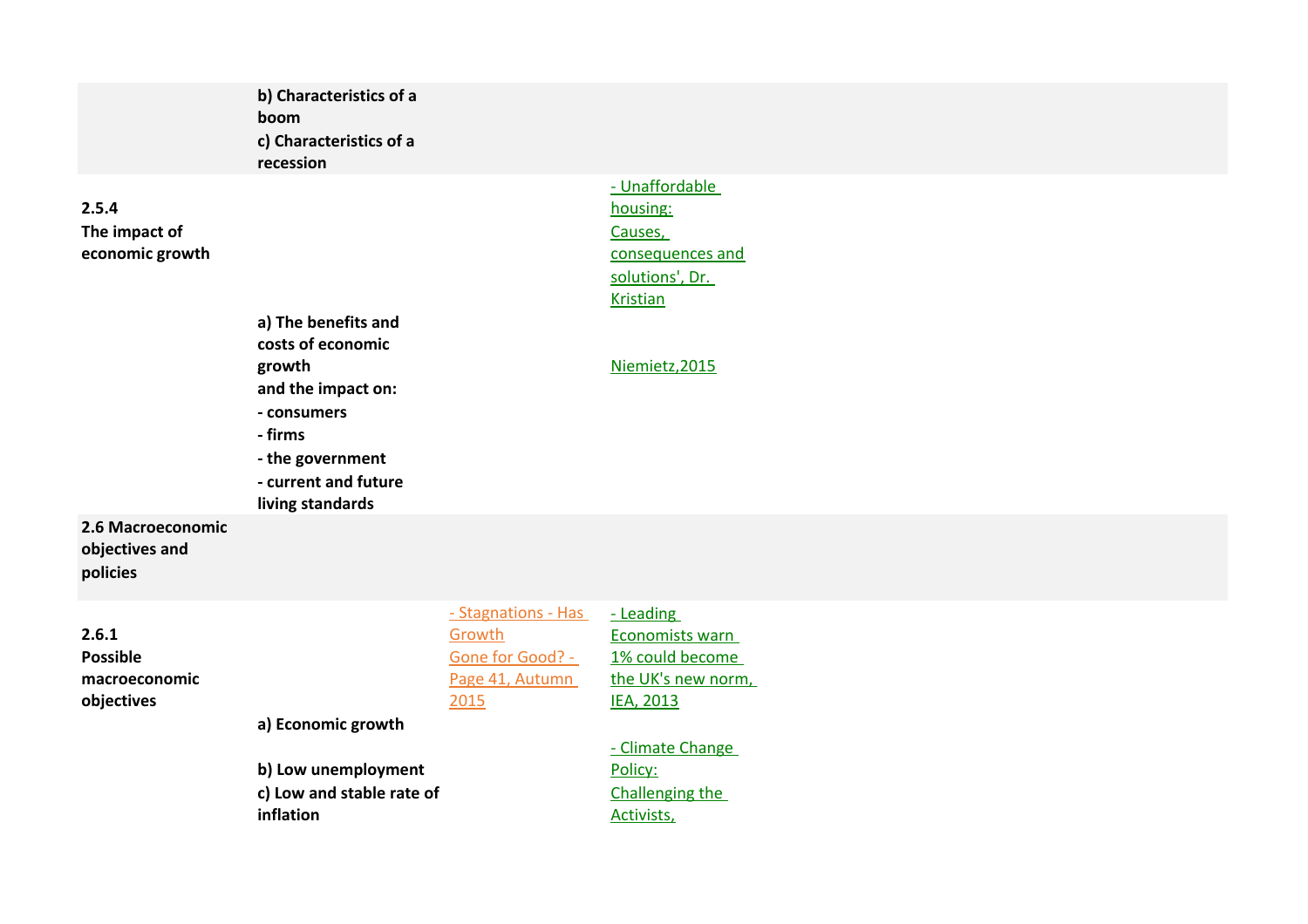| | | | |
|---|---|---|---|
| | **b) Characteristics of a boom**<br>**c) Characteristics of a recession** | | |
| **2.5.4**<br>**The impact of economic growth** | **a) The benefits and costs of economic growth**<br>**and the impact on:**<br>**- consumers**<br>**- firms**<br>**- the government**<br>**- current and future living standards** | | - Unaffordable housing: Causes, consequences and solutions', Dr. Kristian<br><br>Niemietz,2015 |
| **2.6 Macroeconomic objectives and policies** | | | |
| **2.6.1**<br>**Possible macroeconomic objectives** | **a) Economic growth**<br><br>**b) Low unemployment**<br>**c) Low and stable rate of inflation** | - Stagnations - Has Growth Gone for Good? - Page 41, Autumn 2015 | - Leading Economists warn 1% could become the UK's new norm, IEA, 2013<br><br>- Climate Change Policy: Challenging the Activists, |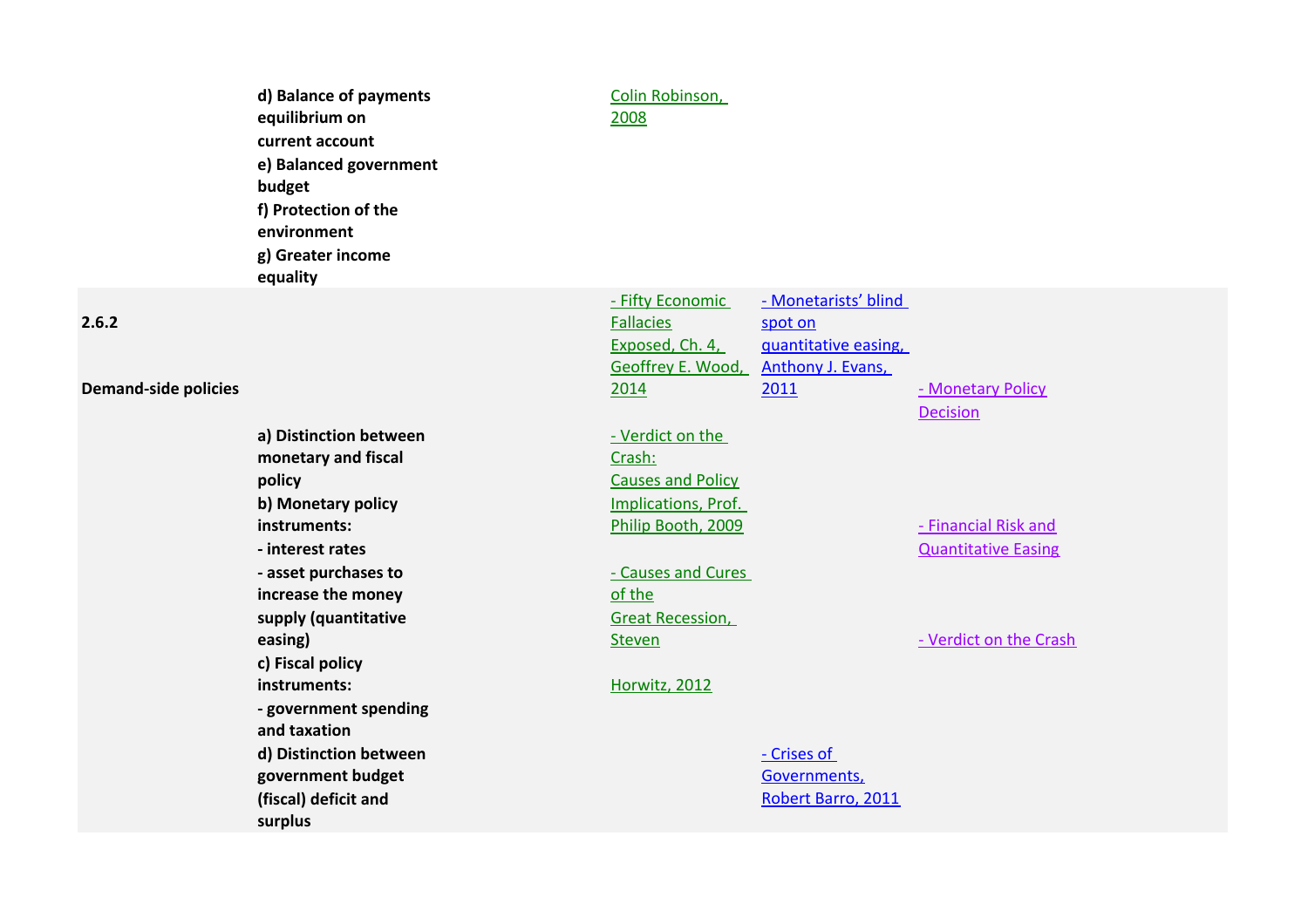| | | | | |
|---|---|---|---|---|
| | d) Balance of payments equilibrium on current account<br>e) Balanced government budget<br>f) Protection of the environment<br>g) Greater income equality | Colin Robinson, 2008 | | |
| **2.6.2**<br><br>**Demand-side policies** | **a) Distinction between monetary and fiscal policy**<br>**b) Monetary policy instruments:**<br>**- interest rates**<br>**- asset purchases to increase the money supply (quantitative easing)**<br>**c) Fiscal policy instruments:**<br>**- government spending and taxation**<br>**d) Distinction between government budget (fiscal) deficit and surplus** | - Fifty Economic Fallacies Exposed, Ch. 4, Geoffrey E. Wood, 2014<br><br>- Verdict on the Crash: Causes and Policy Implications, Prof. Philip Booth, 2009<br><br>- Causes and Cures of the Great Recession, Steven Horwitz, 2012 | - Monetarists' blind spot on quantitative easing, Anthony J. Evans, 2011<br><br>- Crises of Governments, Robert Barro, 2011 | - Monetary Policy Decision<br><br>- Financial Risk and Quantitative Easing<br><br>- Verdict on the Crash |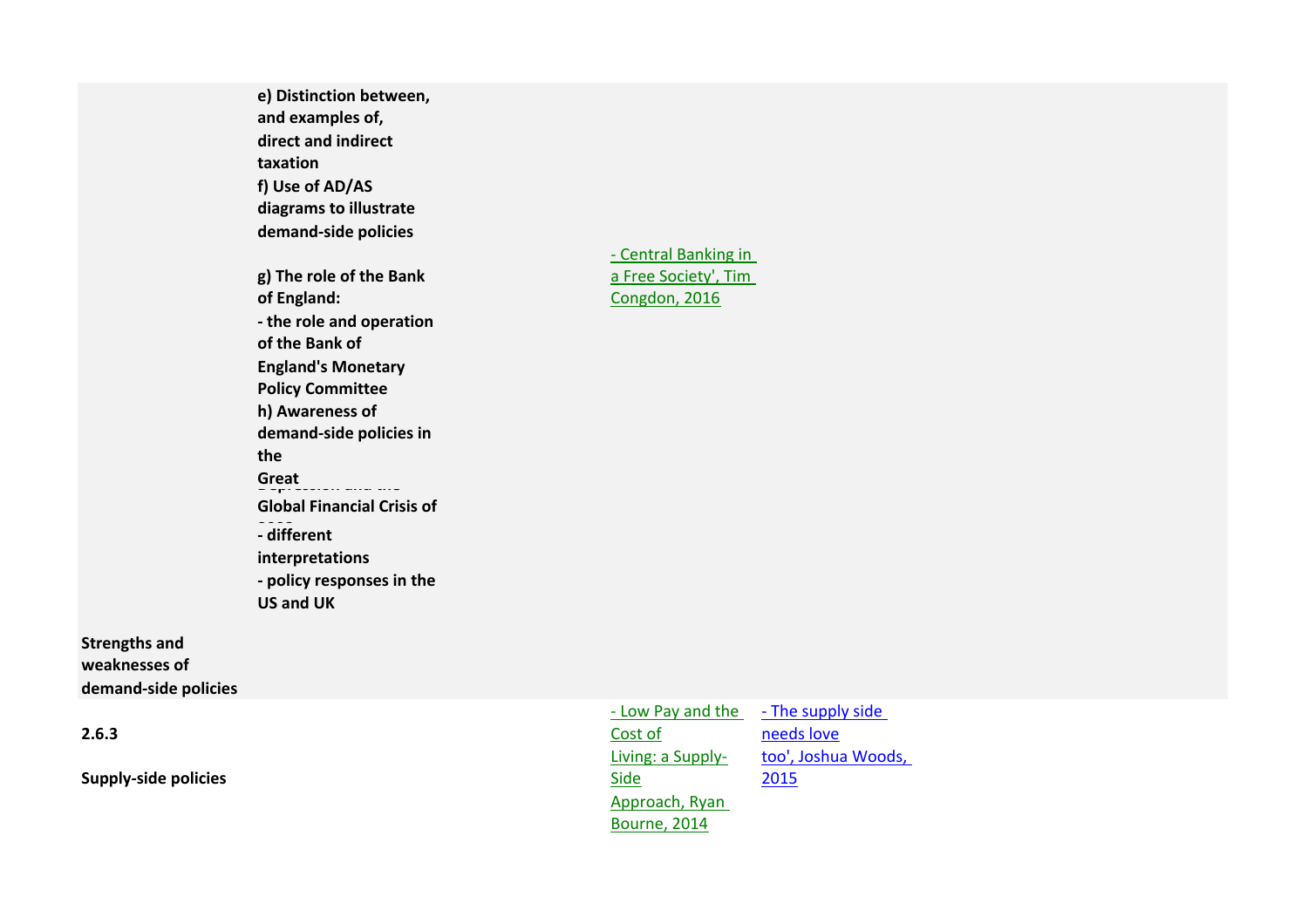| | | | |
|---|---|---|---|
| | **e) Distinction between, and examples of, direct and indirect taxation**<br>**f) Use of AD/AS diagrams to illustrate demand-side policies**<br><br>**g) The role of the Bank of England:**<br>**- the role and operation of the Bank of England's Monetary Policy Committee**<br>**h) Awareness of demand-side policies in the Great Depression and the Global Financial Crisis of 2008**<br>**- different interpretations**<br>**- policy responses in the US and UK** | - Central Banking in a Free Society', Tim Congdon, 2016 | |
| **Strengths and weaknesses of demand-side policies** | | | |
| **2.6.3**<br><br>**Supply-side policies** | | - Low Pay and the Cost of Living: a Supply-Side Approach, Ryan Bourne, 2014 | - The supply side needs love too', Joshua Woods, 2015 |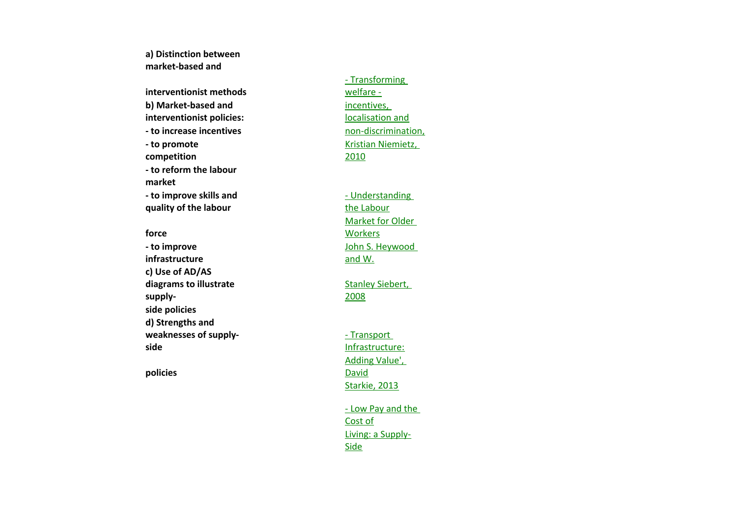**a) Distinction between market-based and interventionist methods**

**b) Market-based and interventionist policies:**

**- to increase incentives**

**- to promote competition**

**- to reform the labour market**

**- to improve skills and quality of the labour force**

**- to improve infrastructure**

**c) Use of AD/AS diagrams to illustrate supply-side policies**

**d) Strengths and weaknesses of supply-side policies**

- Transforming welfare - incentives, localisation and non-discrimination, Kristian Niemietz, 2010

- Understanding the Labour Market for Older Workers John S. Heywood and W. Stanley Siebert, 2008

- Transport Infrastructure: Adding Value', David Starkie, 2013

- Low Pay and the Cost of Living: a Supply-Side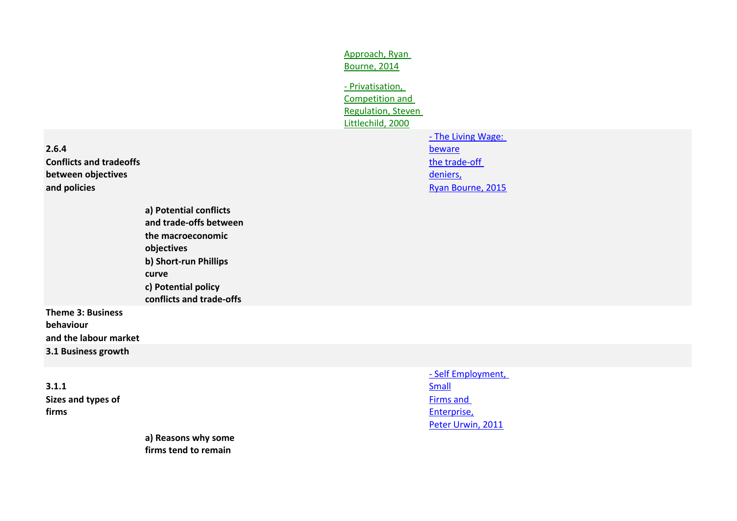| | | | |
|---|---|---|---|
| | | Approach, Ryan Bourne, 2014<br><br>- Privatisation, Competition and Regulation, Steven Littlechild, 2000 | |
| **2.6.4**<br>**Conflicts and tradeoffs between objectives and policies** | | | - The Living Wage: beware the trade-off deniers, Ryan Bourne, 2015 |
| | **a) Potential conflicts and trade-offs between the macroeconomic objectives**<br>**b) Short-run Phillips curve**<br>**c) Potential policy conflicts and trade-offs** | | |
| **Theme 3: Business behaviour and the labour market** | | | |
| **3.1 Business growth** | | | |
| **3.1.1**<br>**Sizes and types of firms** | | | - Self Employment, Small Firms and Enterprise, Peter Urwin, 2011 |
| | **a) Reasons why some firms tend to remain** | | |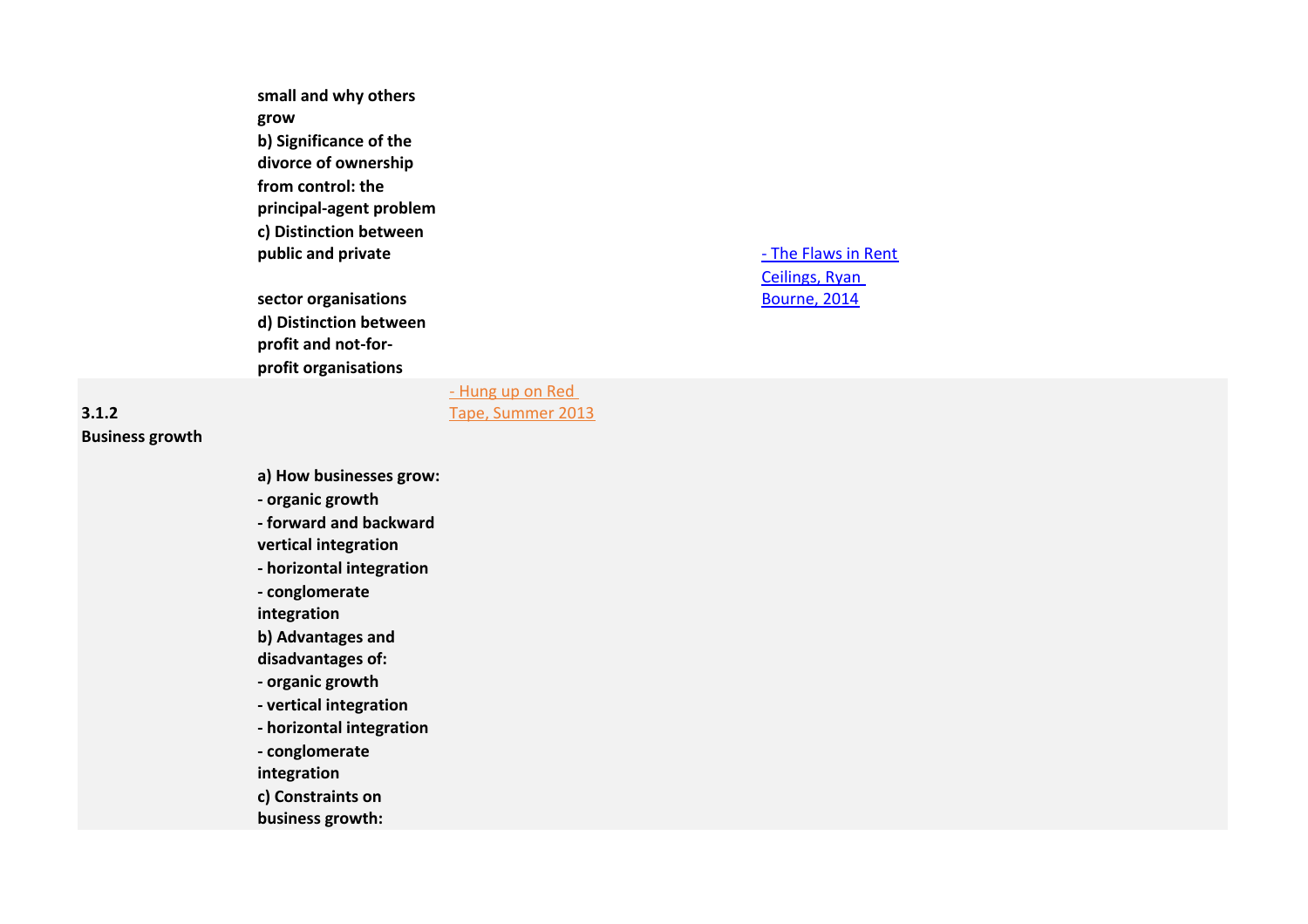| | | | |
|---|---|---|---|
| | **small and why others grow**<br>**b) Significance of the divorce of ownership from control: the principal-agent problem**<br>**c) Distinction between public and private sector organisations**<br>**d) Distinction between profit and not-for-profit organisations** | | - The Flaws in Rent Ceilings, Ryan Bourne, 2014 |
| **3.1.2 Business growth** | **a) How businesses grow:**<br>**- organic growth**<br>**- forward and backward vertical integration**<br>**- horizontal integration**<br>**- conglomerate integration**<br>**b) Advantages and disadvantages of:**<br>**- organic growth**<br>**- vertical integration**<br>**- horizontal integration**<br>**- conglomerate integration**<br>**c) Constraints on business growth:** | - Hung up on Red Tape, Summer 2013 | |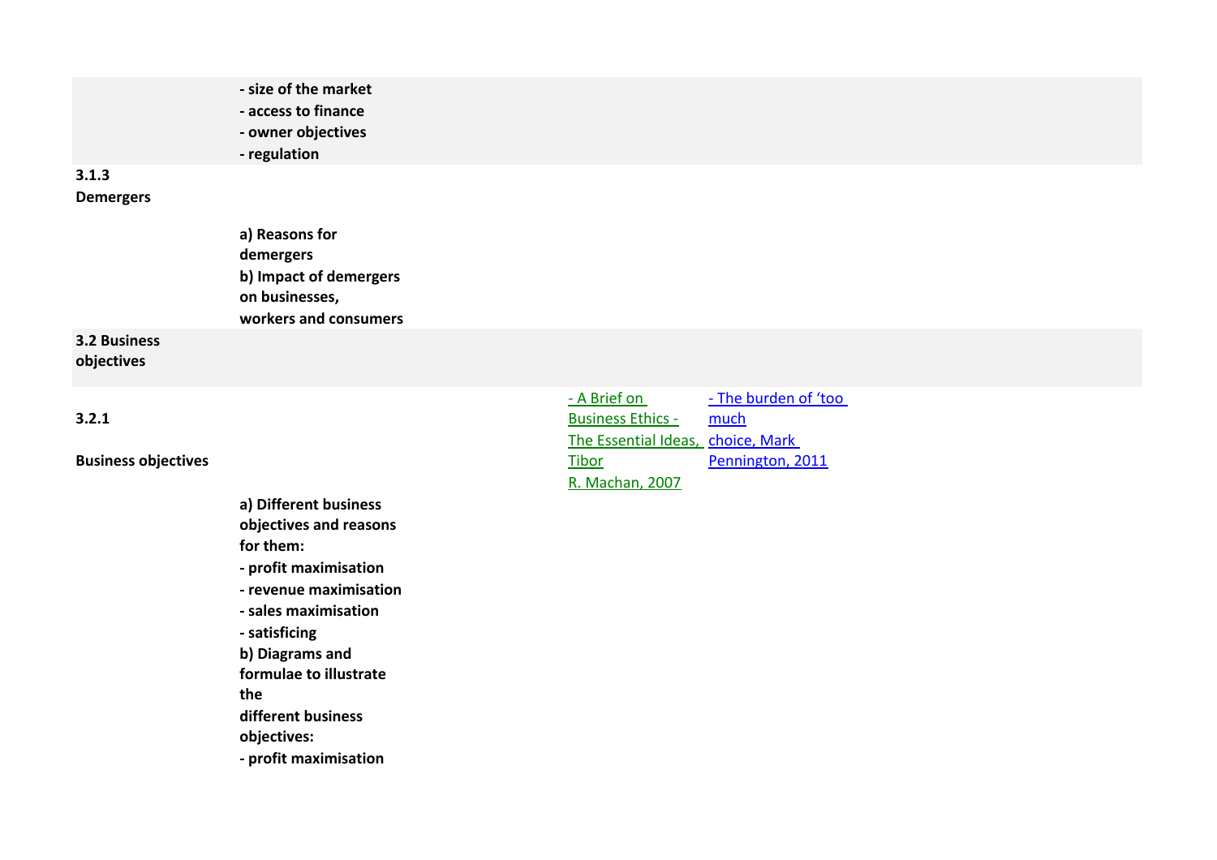| | | | |
|---|---|---|---|
| | **- size of the market**<br>**- access to finance**<br>**- owner objectives**<br>**- regulation** | | |
| **3.1.3**<br>**Demergers** | | | |
| | **a) Reasons for demergers**<br>**b) Impact of demergers on businesses, workers and consumers** | | |
| **3.2 Business objectives** | | | |
| **3.2.1**<br><br>**Business objectives** | | - A Brief on Business Ethics - The Essential Ideas, Tibor R. Machan, 2007 | - The burden of 'too much choice, Mark Pennington, 2011 |
| | **a) Different business objectives and reasons for them:**<br>**- profit maximisation**<br>**- revenue maximisation**<br>**- sales maximisation**<br>**- satisficing**<br>**b) Diagrams and formulae to illustrate the different business objectives:**<br>**- profit maximisation** | | |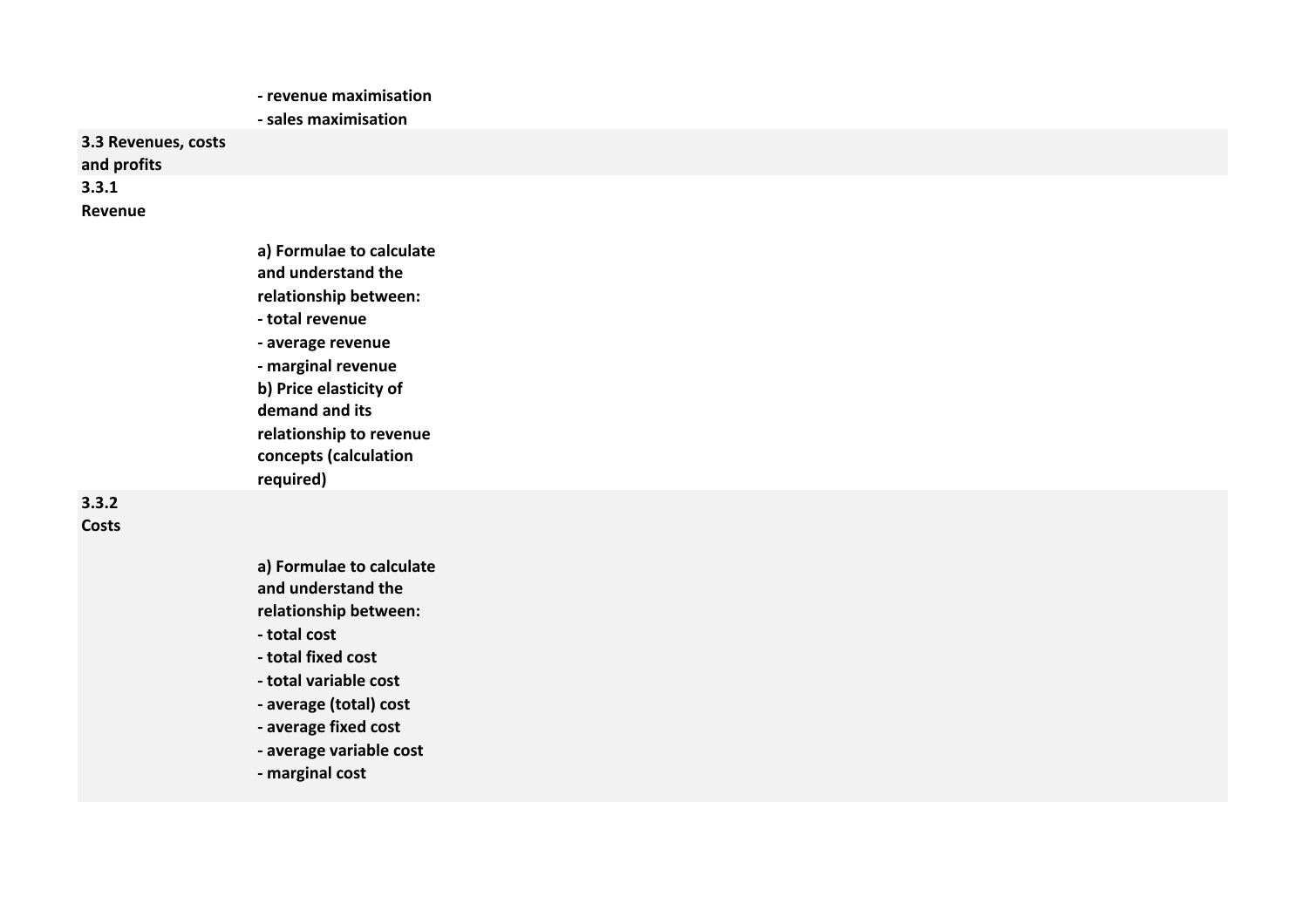| | |
|---|---|
| | **- revenue maximisation** |
| | **- sales maximisation** |
| **3.3 Revenues, costs and profits** | |
| **3.3.1 Revenue** | |
| | **a) Formulae to calculate and understand the relationship between:**<br>**- total revenue**<br>**- average revenue**<br>**- marginal revenue**<br>**b) Price elasticity of demand and its relationship to revenue concepts (calculation required)** |
| **3.3.2 Costs** | |
| | **a) Formulae to calculate and understand the relationship between:**<br>**- total cost**<br>**- total fixed cost**<br>**- total variable cost**<br>**- average (total) cost**<br>**- average fixed cost**<br>**- average variable cost**<br>**- marginal cost** |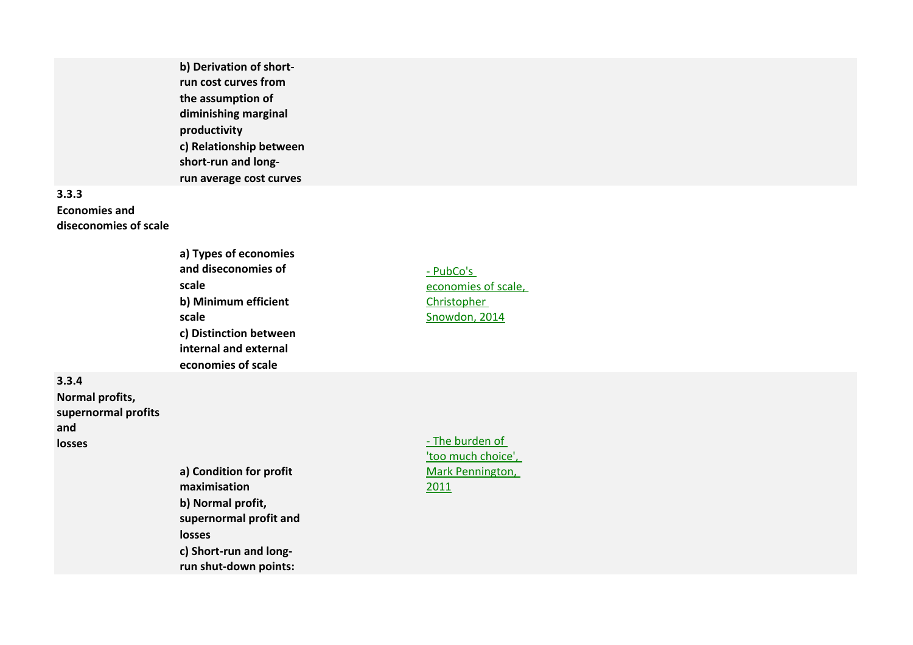| | | | |
|---|---|---|---|
| | **b) Derivation of short-run cost curves from the assumption of diminishing marginal productivity**<br>**c) Relationship between short-run and long-run average cost curves** | | |
| **3.3.3**<br>**Economies and diseconomies of scale** | | | |
| | **a) Types of economies and diseconomies of scale**<br>**b) Minimum efficient scale**<br>**c) Distinction between internal and external economies of scale** | - PubCo's economies of scale, Christopher Snowdon, 2014 | |
| **3.3.4**<br>**Normal profits, supernormal profits and losses** | | - The burden of 'too much choice', Mark Pennington, 2011 | |
| | **a) Condition for profit maximisation**<br>**b) Normal profit, supernormal profit and losses**<br>**c) Short-run and long-run shut-down points:** | | |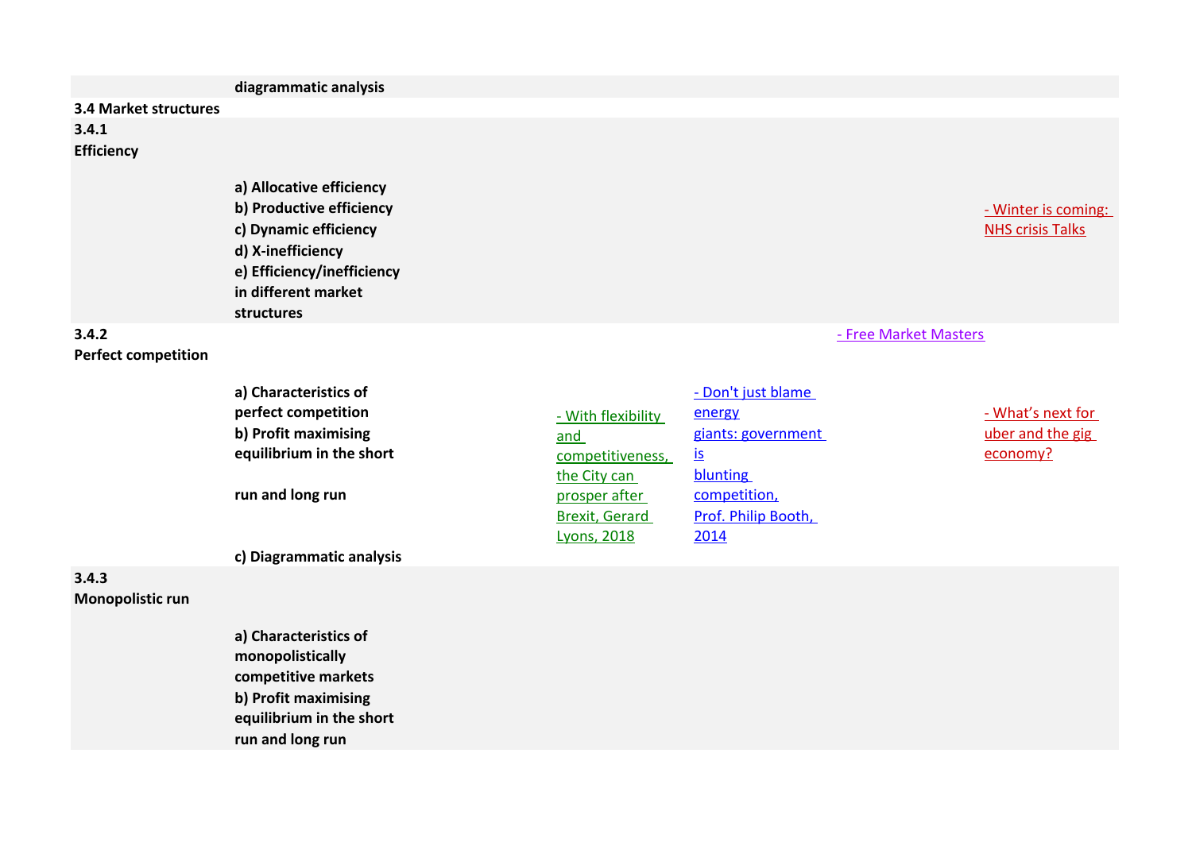| | | | | | |
|---|---|---|---|---|---|
| | diagrammatic analysis | | | | |
| **3.4 Market structures** | | | | | |
| **3.4.1 Efficiency** | **a) Allocative efficiency**<br>**b) Productive efficiency**<br>**c) Dynamic efficiency**<br>**d) X-inefficiency**<br>**e) Efficiency/inefficiency in different market structures** | | | | - Winter is coming: NHS crisis Talks |
| **3.4.2 Perfect competition** | | | | - Free Market Masters | |
| | **a) Characteristics of perfect competition**<br>**b) Profit maximising equilibrium in the short run and long run**<br>**c) Diagrammatic analysis** | - With flexibility and competitiveness, the City can prosper after Brexit, Gerard Lyons, 2018 | - Don't just blame energy giants: government is blunting competition, Prof. Philip Booth, 2014 | | - What's next for uber and the gig economy? |
| **3.4.3 Monopolistic run** | **a) Characteristics of monopolistically competitive markets**<br>**b) Profit maximising equilibrium in the short run and long run** | | | | |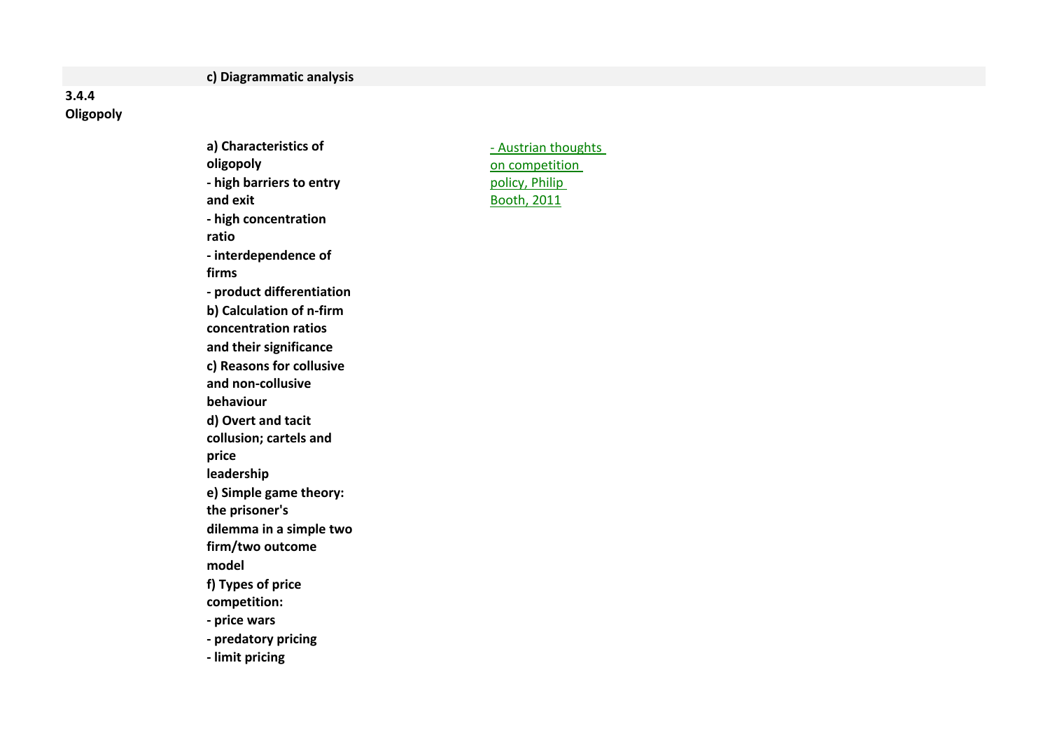| | | |
|---|---|---|
| | **c) Diagrammatic analysis** | |
| **3.4.4 Oligopoly** | | |
| | **a) Characteristics of oligopoly**<br>**- high barriers to entry and exit**<br>**- high concentration ratio**<br>**- interdependence of firms**<br>**- product differentiation**<br>**b) Calculation of n-firm concentration ratios and their significance**<br>**c) Reasons for collusive and non-collusive behaviour**<br>**d) Overt and tacit collusion; cartels and price leadership**<br>**e) Simple game theory: the prisoner's dilemma in a simple two firm/two outcome model**<br>**f) Types of price competition:**<br>**- price wars**<br>**- predatory pricing**<br>**- limit pricing** | - Austrian thoughts on competition policy, Philip Booth, 2011 |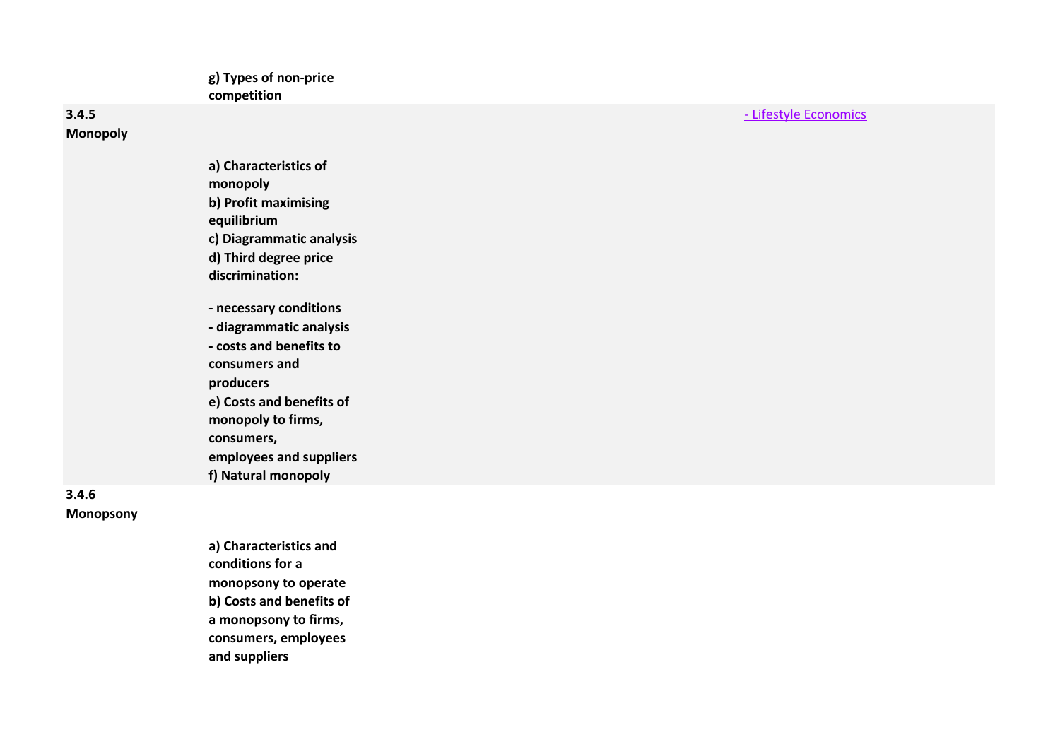| | | |
|---|---|---|
| | **g) Types of non-price competition** | |
| **3.4.5 Monopoly** | **a) Characteristics of monopoly**<br>**b) Profit maximising equilibrium**<br>**c) Diagrammatic analysis**<br>**d) Third degree price discrimination:**<br><br>**- necessary conditions**<br>**- diagrammatic analysis**<br>**- costs and benefits to consumers and producers**<br>**e) Costs and benefits of monopoly to firms, consumers, employees and suppliers**<br>**f) Natural monopoly** | - Lifestyle Economics |
| **3.4.6 Monopsony** | **a) Characteristics and conditions for a monopsony to operate**<br>**b) Costs and benefits of a monopsony to firms, consumers, employees and suppliers** | |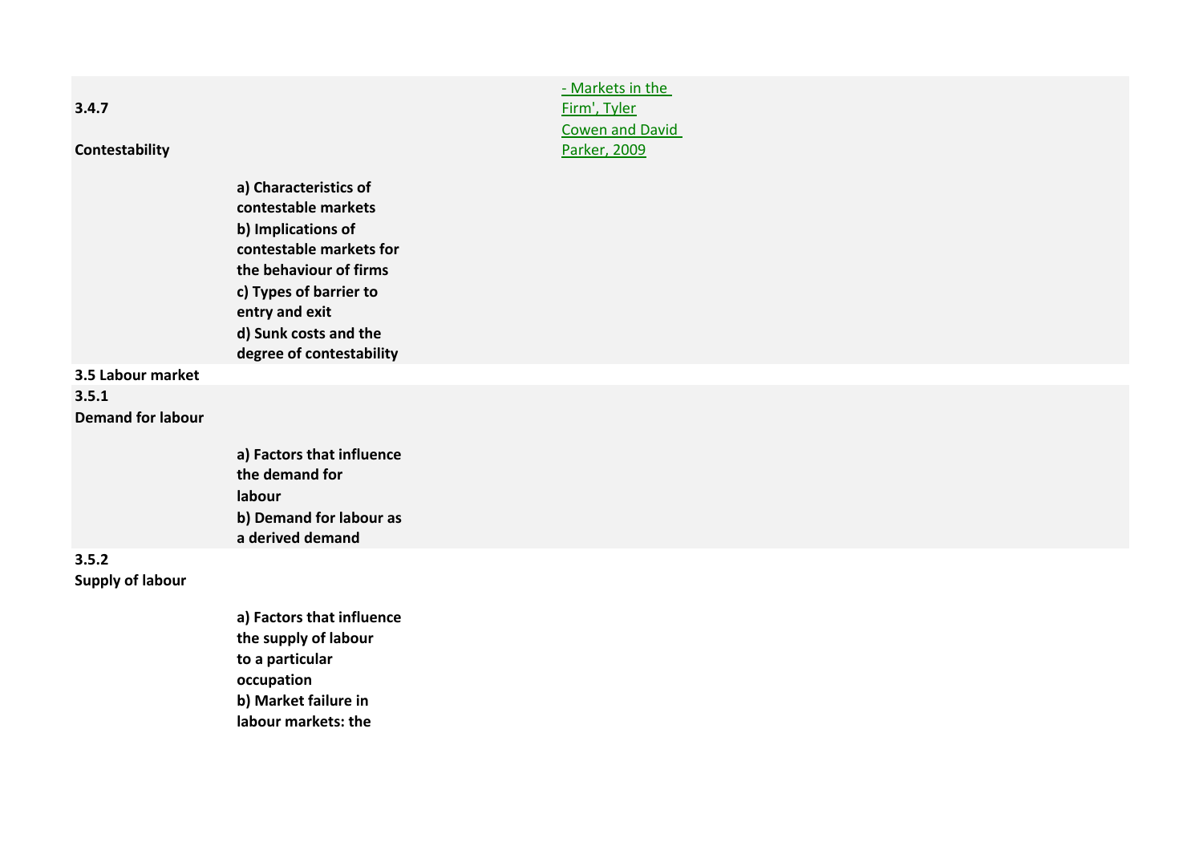| | | |
|---|---|---|
| **3.4.7** **Contestability** | | - Markets in the Firm', Tyler Cowen and David Parker, 2009 |
| | **a) Characteristics of contestable markets** **b) Implications of contestable markets for the behaviour of firms** **c) Types of barrier to entry and exit** **d) Sunk costs and the degree of contestability** | |
| **3.5 Labour market** | | |
| **3.5.1** **Demand for labour** | | |
| | **a) Factors that influence the demand for labour** **b) Demand for labour as a derived demand** | |
| **3.5.2** **Supply of labour** | | |
| | **a) Factors that influence the supply of labour to a particular occupation** **b) Market failure in labour markets: the** | |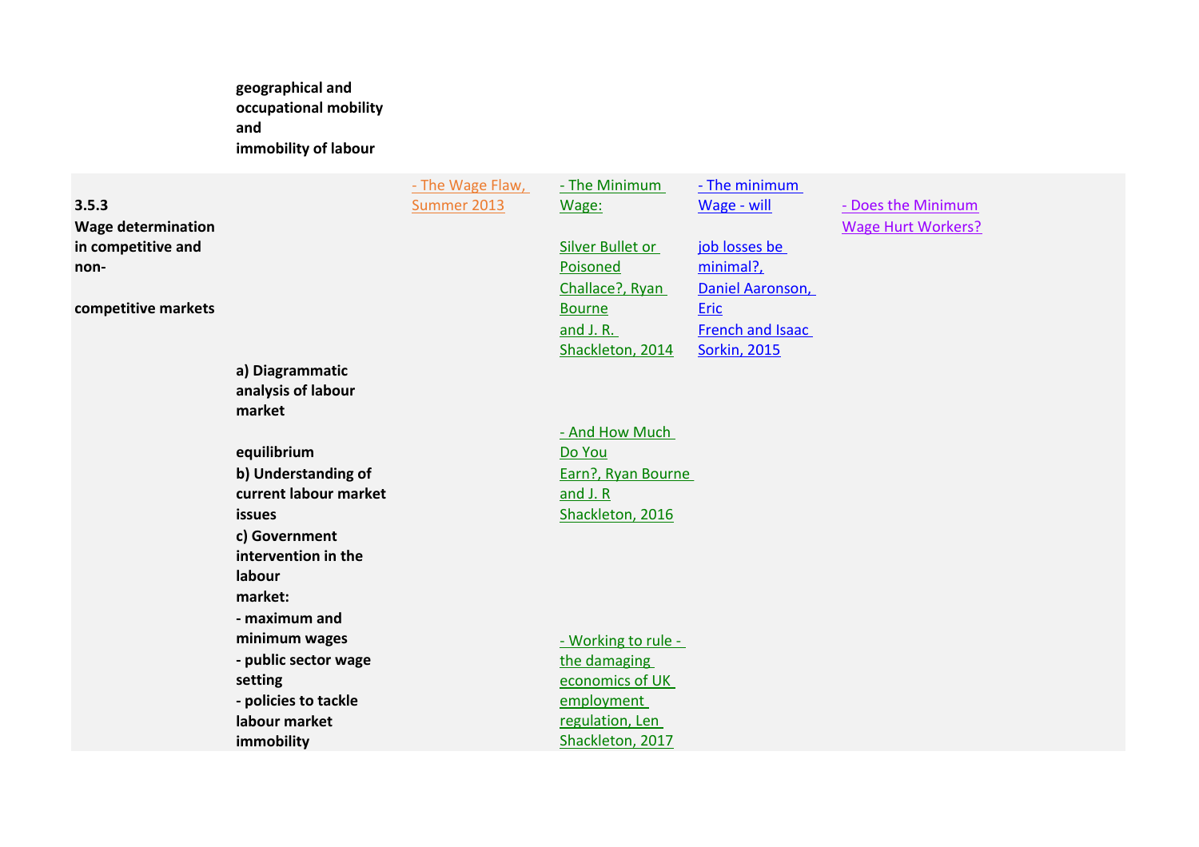| | geographical and occupational mobility and immobility of labour | | | | |
|---|---|---|---|---|---|
| **3.5.3 Wage determination in competitive and non-competitive markets** | **a) Diagrammatic analysis of labour market equilibrium**<br>**b) Understanding of current labour market issues**<br>**c) Government intervention in the labour market:**<br>**- maximum and minimum wages**<br>**- public sector wage setting**<br>**- policies to tackle labour market immobility** | - The Wage Flaw, Summer 2013 | - The Minimum Wage: Silver Bullet or Poisoned Challace?, Ryan Bourne and J. R. Shackleton, 2014<br>- And How Much Do You Earn?, Ryan Bourne and J. R Shackleton, 2016<br>- Working to rule - the damaging economics of UK employment regulation, Len Shackleton, 2017 | - The minimum Wage - will job losses be minimal?, Daniel Aaronson, Eric French and Isaac Sorkin, 2015 | - Does the Minimum Wage Hurt Workers? |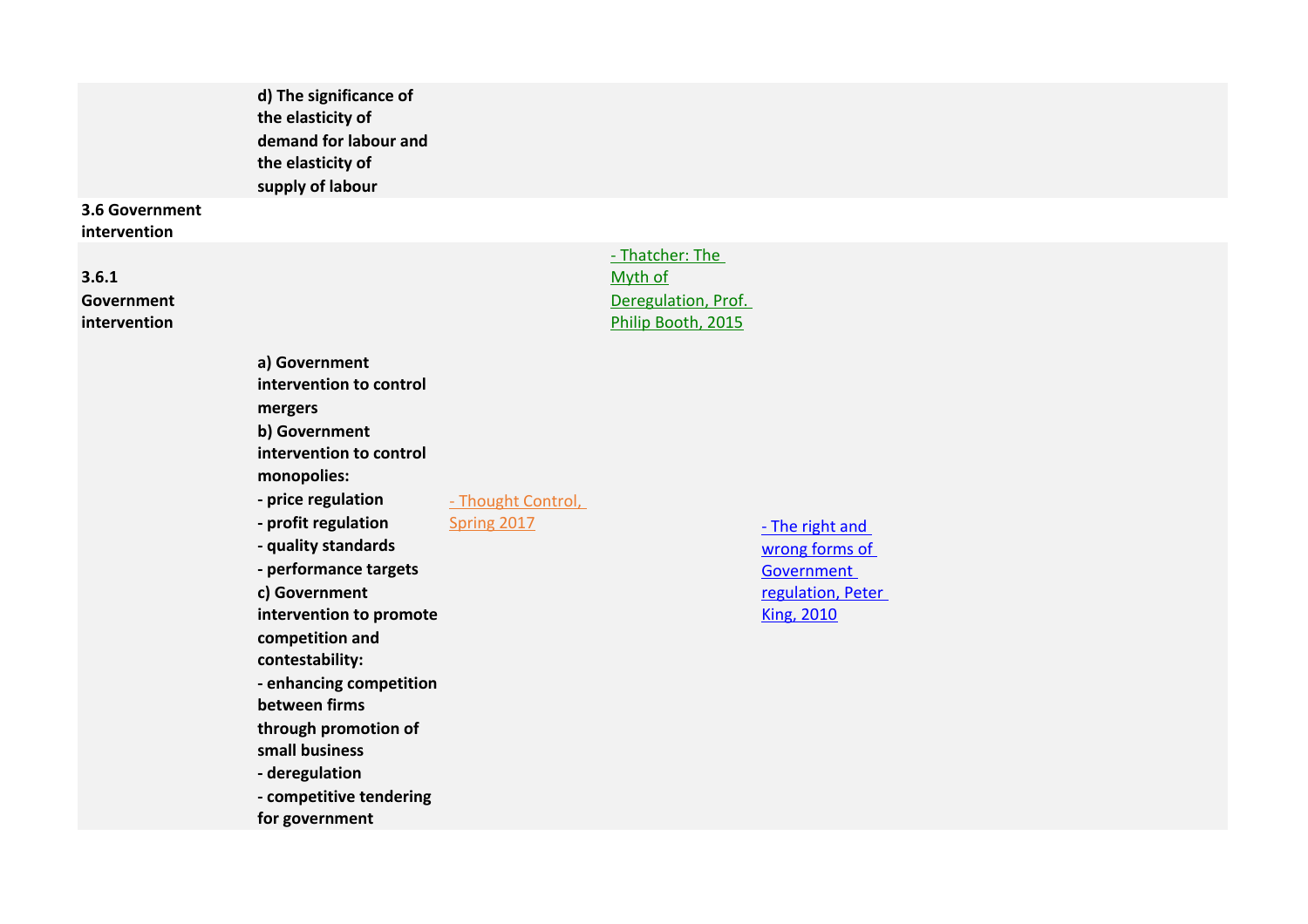| | | | | | |
|---|---|---|---|---|---|
| | **d) The significance of the elasticity of demand for labour and the elasticity of supply of labour** | | | | |
| **3.6 Government intervention** | | | | | |
| **3.6.1 Government intervention** | | | - Thatcher: The Myth of Deregulation, Prof. Philip Booth, 2015 | | |
| | **a) Government intervention to control mergers**<br>**b) Government intervention to control monopolies:**<br>**- price regulation**<br>**- profit regulation**<br>**- quality standards**<br>**- performance targets**<br>**c) Government intervention to promote competition and contestability:**<br>**- enhancing competition between firms through promotion of small business**<br>**- deregulation**<br>**- competitive tendering for government** | - Thought Control, Spring 2017 | | - The right and wrong forms of Government regulation, Peter King, 2010 | |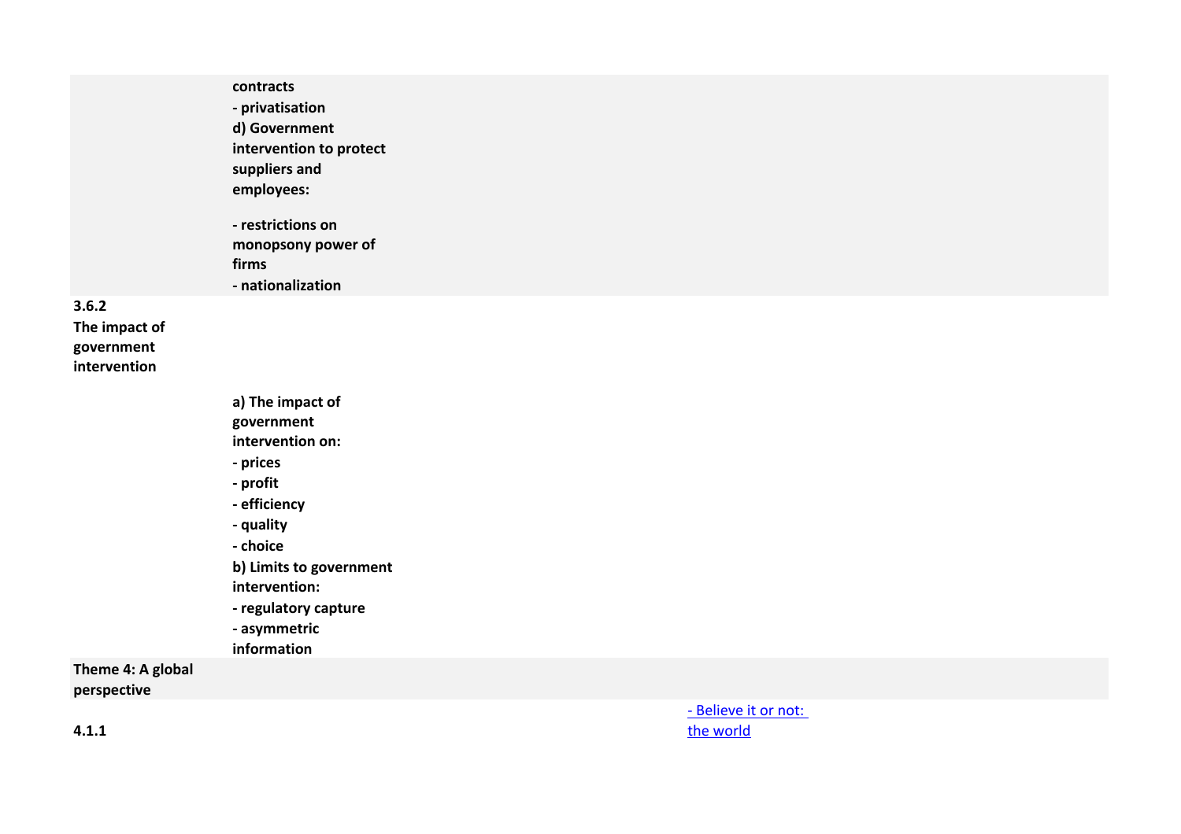| | | | |
|---|---|---|---|
| | **contracts**<br>**- privatisation**<br>**d) Government intervention to protect suppliers and employees:**<br>**- restrictions on monopsony power of firms**<br>**- nationalization** | | |
| **3.6.2 The impact of government intervention** | | | |
| | **a) The impact of government intervention on:**<br>**- prices**<br>**- profit**<br>**- efficiency**<br>**- quality**<br>**- choice**<br>**b) Limits to government intervention:**<br>**- regulatory capture**<br>**- asymmetric information** | | |
| **Theme 4: A global perspective** | | | |
| **4.1.1** | | | - Believe it or not: the world |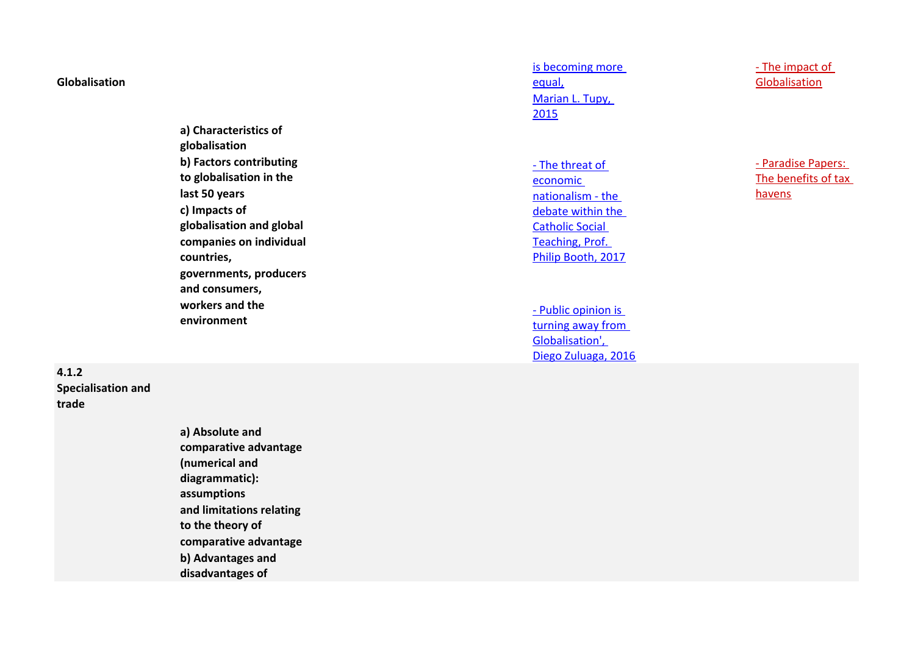| | | | |
|---|---|---|---|
| **Globalisation** | **a) Characteristics of globalisation**<br>**b) Factors contributing to globalisation in the last 50 years**<br>**c) Impacts of globalisation and global companies on individual countries, governments, producers and consumers, workers and the environment** | is becoming more equal, Marian L. Tupy, 2015<br><br>- The threat of economic nationalism - the debate within the Catholic Social Teaching, Prof. Philip Booth, 2017<br><br>- Public opinion is turning away from Globalisation', Diego Zuluaga, 2016 | - The impact of Globalisation<br><br>- Paradise Papers: The benefits of tax havens |
| **4.1.2 Specialisation and trade** | **a) Absolute and comparative advantage (numerical and diagrammatic): assumptions and limitations relating to the theory of comparative advantage**<br>**b) Advantages and disadvantages of** | | |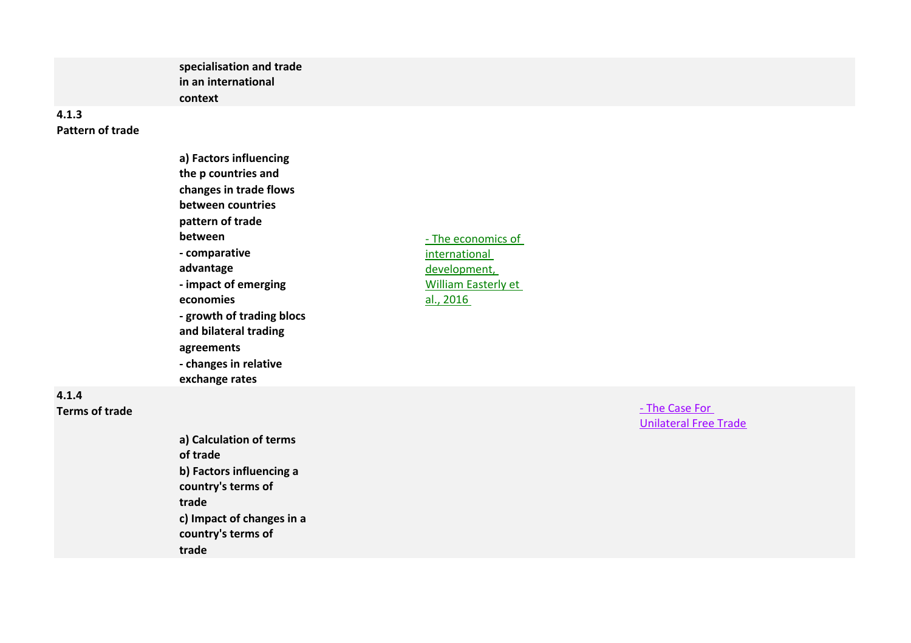| | | | |
|---|---|---|---|
| | **specialisation and trade in an international context** | | |
| **4.1.3 Pattern of trade** | | | |
| | **a) Factors influencing the p countries and changes in trade flows between countries pattern of trade between** <br> **- comparative advantage** <br> **- impact of emerging economies** <br> **- growth of trading blocs and bilateral trading agreements** <br> **- changes in relative exchange rates** | - The economics of international development, William Easterly et al., 2016 | |
| **4.1.4 Terms of trade** | | | - The Case For Unilateral Free Trade |
| | **a) Calculation of terms of trade** <br> **b) Factors influencing a country's terms of trade** <br> **c) Impact of changes in a country's terms of trade** | | |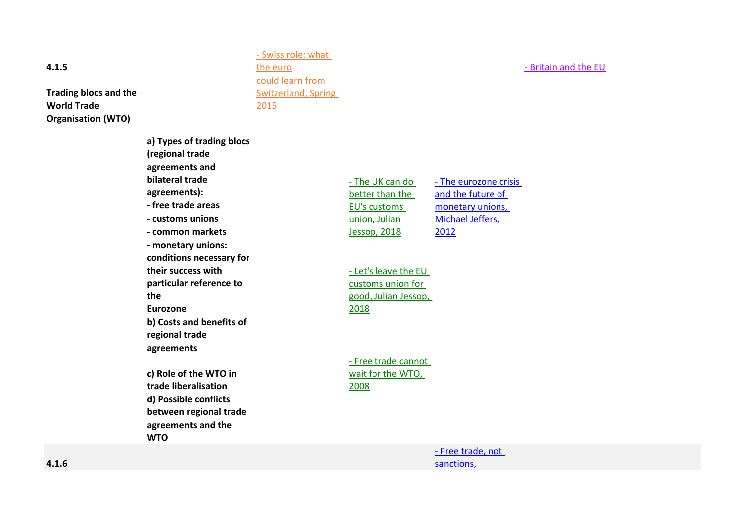| | | | | | |
|---|---|---|---|---|---|
| **4.1.5**<br><br>**Trading blocs and the World Trade Organisation (WTO)** | | - Swiss role: what the euro could learn from Switzerland, Spring 2015 | | | - Britain and the EU |
| | **a) Types of trading blocs (regional trade agreements and bilateral trade agreements):**<br>**- free trade areas**<br>**- customs unions**<br>**- common markets**<br>**- monetary unions: conditions necessary for their success with particular reference to the Eurozone**<br>**b) Costs and benefits of regional trade agreements** | | - The UK can do better than the EU's customs union, Julian Jessop, 2018<br><br>- Let's leave the EU customs union for good, Julian Jessop, 2018 | - The eurozone crisis and the future of monetary unions, Michael Jeffers, 2012 | |
| | **c) Role of the WTO in trade liberalisation**<br>**d) Possible conflicts between regional trade agreements and the WTO** | | - Free trade cannot wait for the WTO, 2008 | | |
| **4.1.6** | | | | - Free trade, not sanctions, | |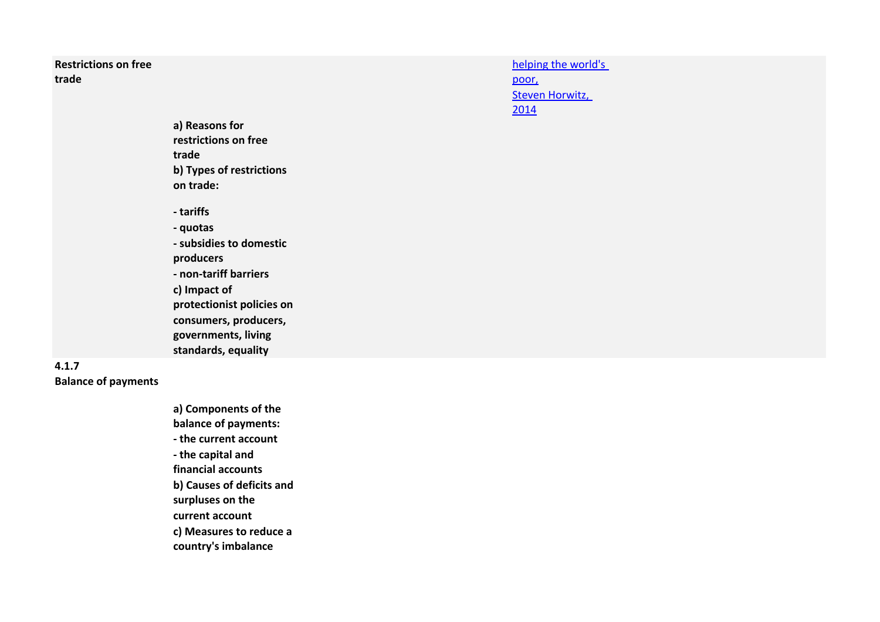| | | |
|---|---|---|
| **Restrictions on free trade** | **a) Reasons for restrictions on free trade**<br>**b) Types of restrictions on trade:**<br>**- tariffs**<br>**- quotas**<br>**- subsidies to domestic producers**<br>**- non-tariff barriers**<br>**c) Impact of protectionist policies on consumers, producers, governments, living standards, equality** | helping the world's poor, Steven Horwitz, 2014 |
| **4.1.7 Balance of payments** | **a) Components of the balance of payments:**<br>**- the current account**<br>**- the capital and financial accounts**<br>**b) Causes of deficits and surpluses on the current account**<br>**c) Measures to reduce a country's imbalance** | |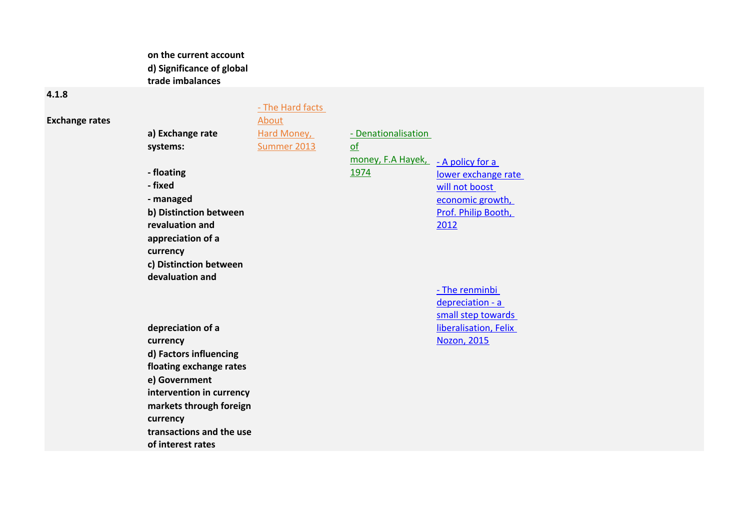| | | | | |
|---|---|---|---|---|
| | **on the current account**<br>**d) Significance of global trade imbalances** | | | |
| **4.1.8**<br><br>**Exchange rates** | **a) Exchange rate systems:**<br><br>**- floating**<br>**- fixed**<br>**- managed**<br>**b) Distinction between revaluation and appreciation of a currency**<br>**c) Distinction between devaluation and depreciation of a currency**<br>**d) Factors influencing floating exchange rates**<br>**e) Government intervention in currency markets through foreign currency transactions and the use of interest rates** | - The Hard facts About Hard Money, Summer 2013 | - Denationalisation of money, F.A Hayek, 1974 | - A policy for a lower exchange rate will not boost economic growth, Prof. Philip Booth, 2012<br><br>- The renminbi depreciation - a small step towards liberalisation, Felix Nozon, 2015 |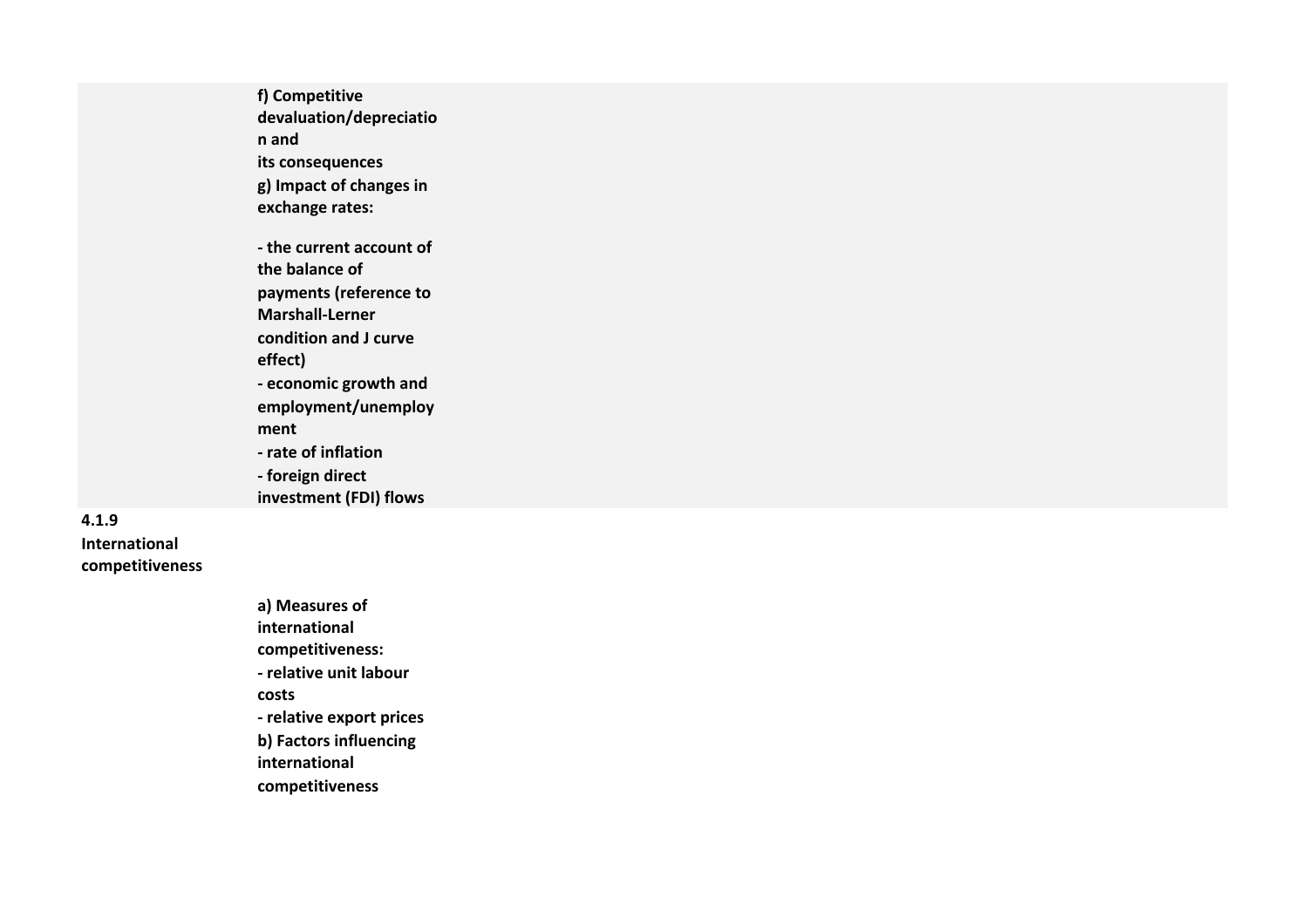| | | |
|---|---|---|
| | **f) Competitive devaluation/depreciation and its consequences**<br>**g) Impact of changes in exchange rates:**<br><br>**- the current account of the balance of payments (reference to Marshall-Lerner condition and J curve effect)**<br>**- economic growth and employment/unemployment**<br>**- rate of inflation**<br>**- foreign direct investment (FDI) flows** | |
| **4.1.9 International competitiveness** | | |
| | **a) Measures of international competitiveness:**<br>**- relative unit labour costs**<br>**- relative export prices**<br>**b) Factors influencing international competitiveness** | |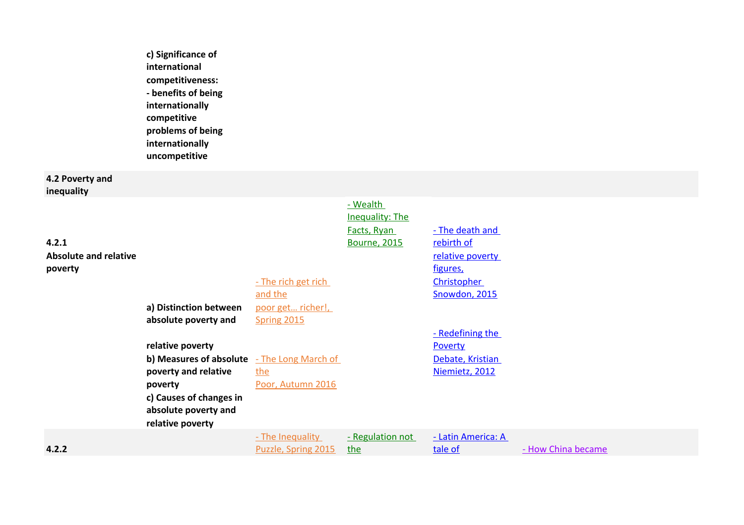| | | | | | |
|---|---|---|---|---|---|
| | **c) Significance of international competitiveness:**<br>**- benefits of being internationally competitive**<br>**problems of being internationally uncompetitive** | | | | |
| **4.2 Poverty and inequality** | | | | | |
| **4.2.1**<br>**Absolute and relative poverty** | **a) Distinction between absolute poverty and relative poverty**<br>**b) Measures of absolute poverty and relative poverty**<br>**c) Causes of changes in absolute poverty and relative poverty** | - The rich get rich and the poor get… richer!, Spring 2015<br>- The Long March of the Poor, Autumn 2016 | - Wealth Inequality: The Facts, Ryan Bourne, 2015 | - The death and rebirth of relative poverty figures, Christopher Snowdon, 2015<br>- Redefining the Poverty Debate, Kristian Niemietz, 2012 | |
| **4.2.2** | | - The Inequality Puzzle, Spring 2015 | - Regulation not the | - Latin America: A tale of | - How China became |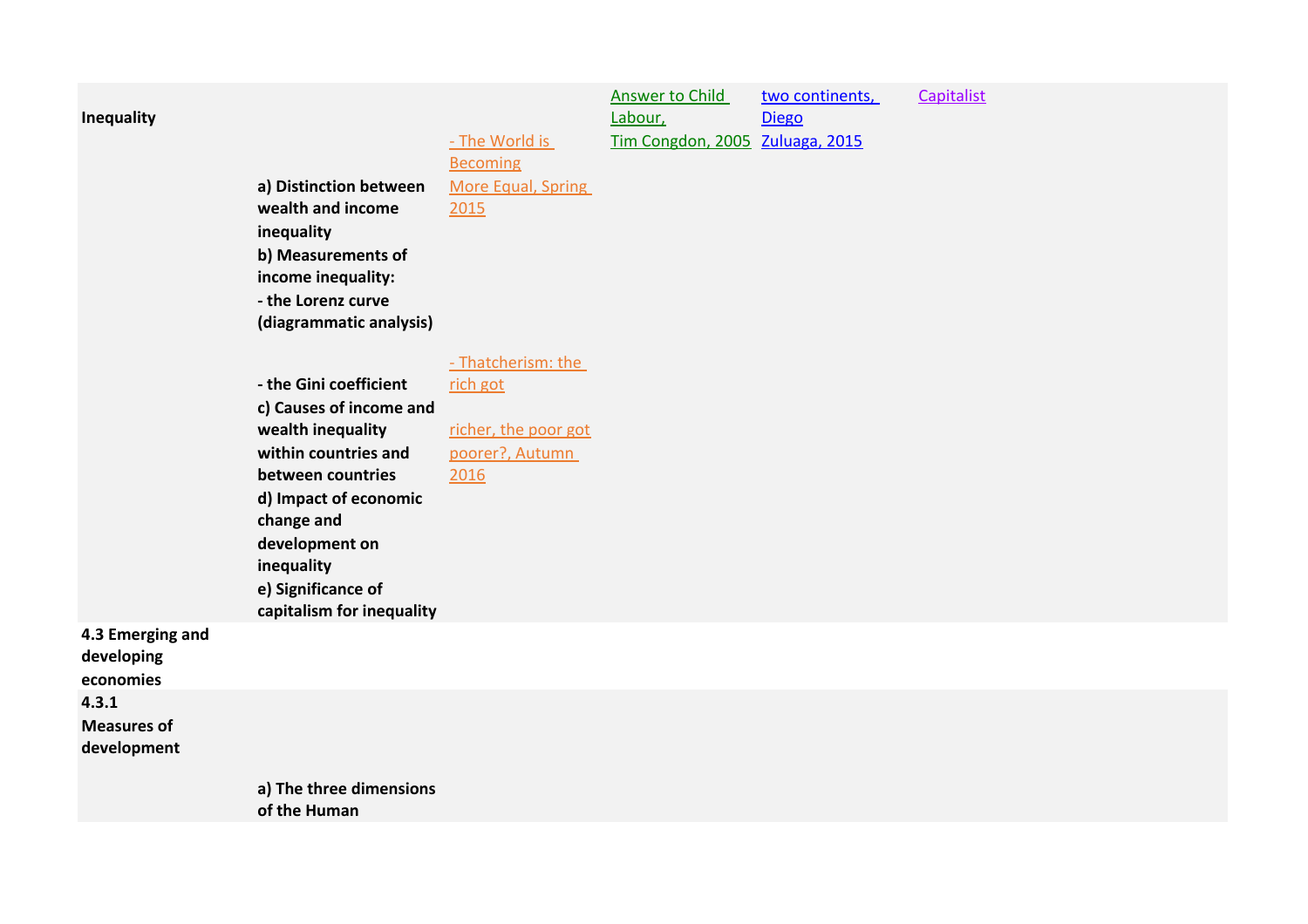| | | | | | |
|---|---|---|---|---|---|
| **Inequality** | **a) Distinction between wealth and income inequality**<br>**b) Measurements of income inequality:**<br>**- the Lorenz curve (diagrammatic analysis)**<br><br>**- the Gini coefficient**<br>**c) Causes of income and wealth inequality within countries and between countries**<br>**d) Impact of economic change and development on inequality**<br>**e) Significance of capitalism for inequality** | - The World is Becoming More Equal, Spring 2015<br><br>- Thatcherism: the rich got richer, the poor got poorer?, Autumn 2016 | Answer to Child Labour, Tim Congdon, 2005 | two continents, Diego Zuluaga, 2015 | Capitalist |
| **4.3 Emerging and developing economies** | | | | | |
| **4.3.1 Measures of development** | **a) The three dimensions of the Human** | | | | |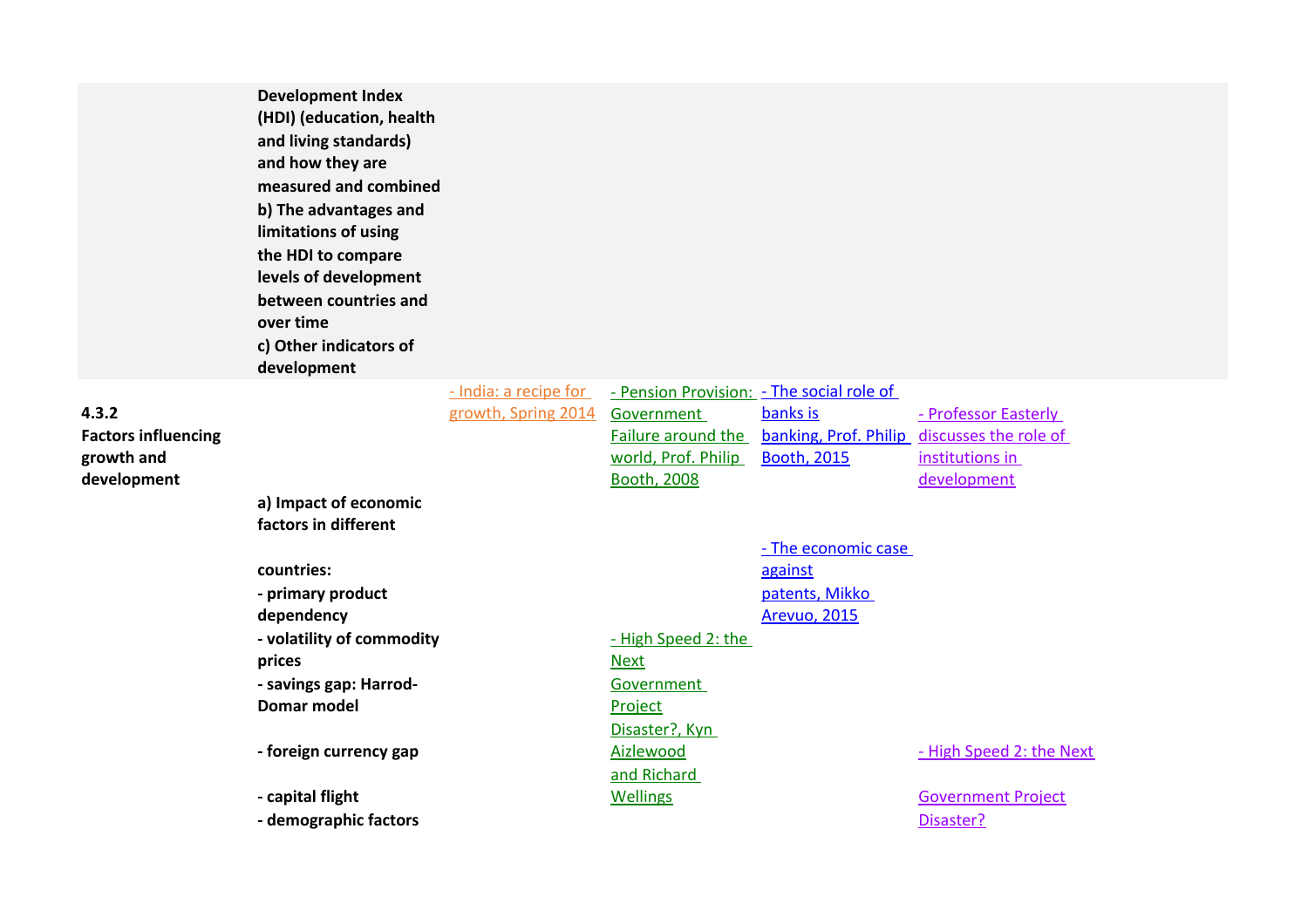| | | | | | |
|---|---|---|---|---|---|
| | **Development Index (HDI) (education, health and living standards) and how they are measured and combined**<br>**b) The advantages and limitations of using the HDI to compare levels of development between countries and over time**<br>**c) Other indicators of development** | | | | |
| **4.3.2 Factors influencing growth and development** | **a) Impact of economic factors in different countries:**<br>**- primary product dependency**<br>**- volatility of commodity prices**<br>**- savings gap: Harrod-Domar model**<br>**- foreign currency gap**<br>**- capital flight**<br>**- demographic factors** | - India: a recipe for growth, Spring 2014 | - Pension Provision: Government Failure around the world, Prof. Philip Booth, 2008<br><br>- High Speed 2: the Next Government Project Disaster?, Kyn Aizlewood and Richard Wellings | - The social role of banks is banking, Prof. Philip Booth, 2015<br><br>- The economic case against patents, Mikko Arevuo, 2015 | - Professor Easterly discusses the role of institutions in development<br><br>- High Speed 2: the Next Government Project Disaster? |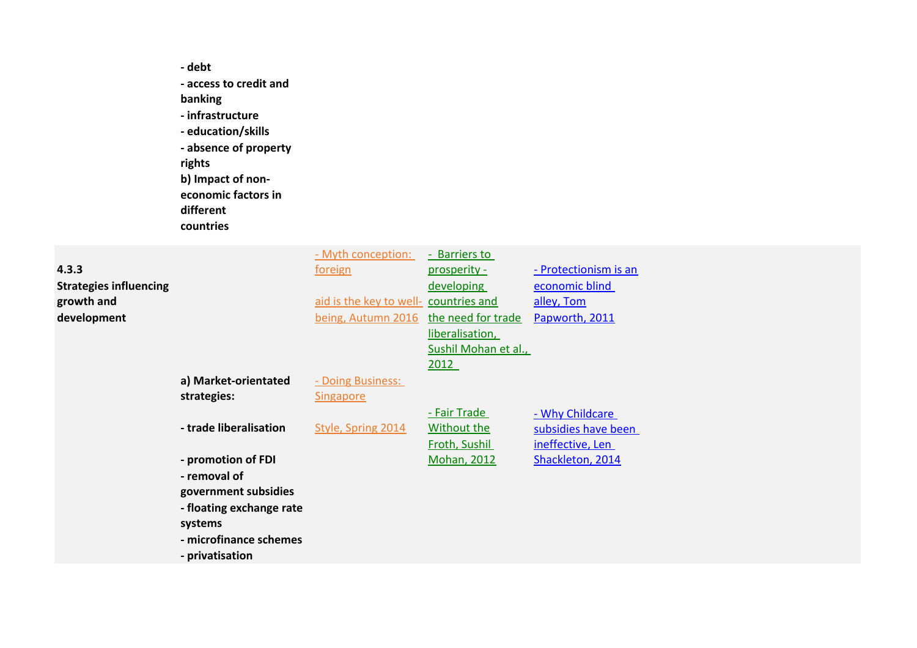| | | | | |
|---|---|---|---|---|
| | **- debt**<br>**- access to credit and banking**<br>**- infrastructure**<br>**- education/skills**<br>**- absence of property rights**<br>**b) Impact of non-economic factors in different countries** | | | |
| **4.3.3 Strategies influencing growth and development** | | - Myth conception: foreign aid is the key to well-being, Autumn 2016 | - Barriers to prosperity - developing countries and the need for trade liberalisation, Sushil Mohan et al., 2012 | - Protectionism is an economic blind alley, Tom Papworth, 2011 |
| | **a) Market-orientated strategies:**<br><br>**- trade liberalisation**<br><br>**- promotion of FDI**<br>**- removal of government subsidies**<br>**- floating exchange rate systems**<br>**- microfinance schemes**<br>**- privatisation** | - Doing Business: Singapore Style, Spring 2014 | - Fair Trade Without the Froth, Sushil Mohan, 2012 | - Why Childcare subsidies have been ineffective, Len Shackleton, 2014 |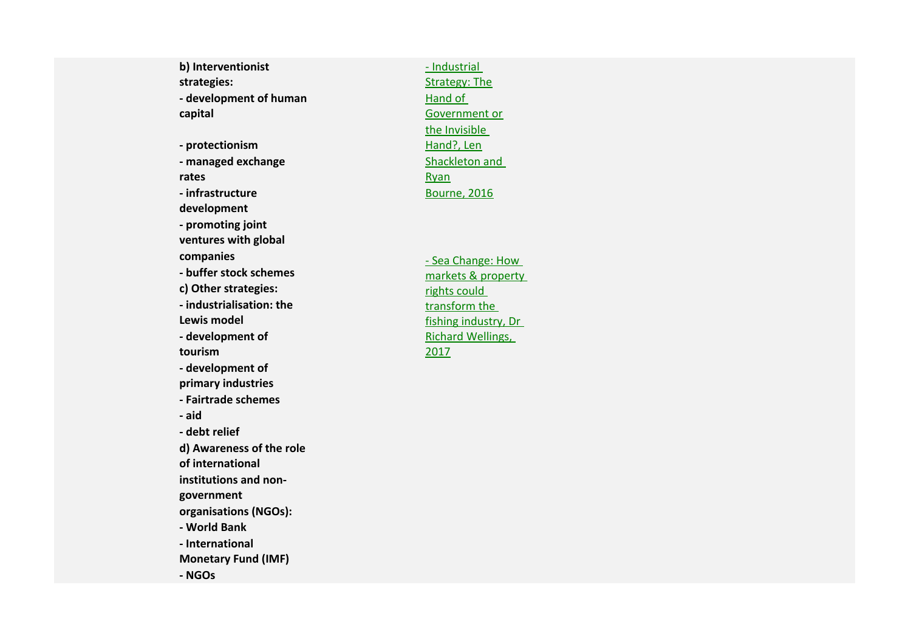**b) Interventionist strategies:**

- **development of human capital**
- **protectionism**
- **managed exchange rates**
- **infrastructure development**
- **promoting joint ventures with global companies**
- **buffer stock schemes**

**c) Other strategies:**

- **industrialisation: the Lewis model**
- **development of tourism**
- **development of primary industries**
- **Fairtrade schemes**
- **aid**
- **debt relief**

**d) Awareness of the role of international institutions and non-government organisations (NGOs):**

- **World Bank**
- **International Monetary Fund (IMF)**
- **NGOs**

- Industrial Strategy: The Hand of Government or the Invisible Hand?, Len Shackleton and Ryan Bourne, 2016

- Sea Change: How markets & property rights could transform the fishing industry, Dr Richard Wellings, 2017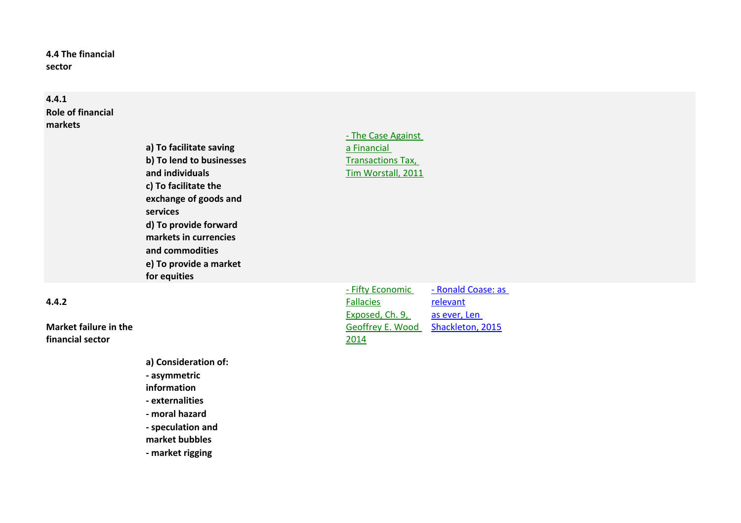**4.4 The financial sector**

| | | | |
|---|---|---|---|
| **4.4.1 Role of financial markets** | **a) To facilitate saving**<br>**b) To lend to businesses and individuals**<br>**c) To facilitate the exchange of goods and services**<br>**d) To provide forward markets in currencies and commodities**<br>**e) To provide a market for equities** | - The Case Against a Financial Transactions Tax, Tim Worstall, 2011 | |
| **4.4.2 Market failure in the financial sector** | **a) Consideration of:**<br>**- asymmetric information**<br>**- externalities**<br>**- moral hazard**<br>**- speculation and market bubbles**<br>**- market rigging** | - Fifty Economic Fallacies Exposed, Ch. 9, Geoffrey E. Wood 2014 | - Ronald Coase: as relevant as ever, Len Shackleton, 2015 |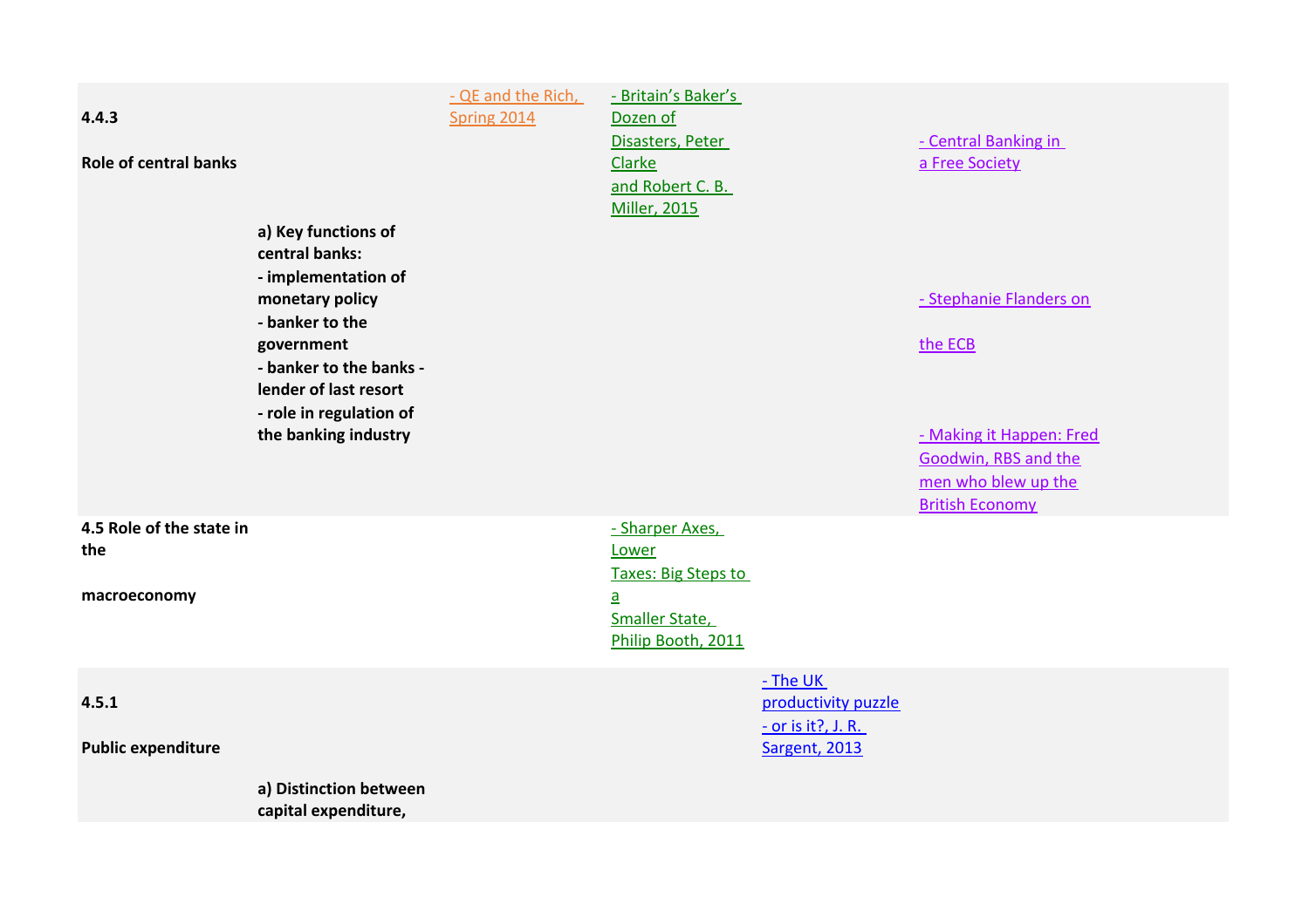| | | | | | |
|---|---|---|---|---|---|
| **4.4.3**<br><br>**Role of central banks** | **a) Key functions of central banks:**<br>**- implementation of monetary policy**<br>**- banker to the government**<br>**- banker to the banks - lender of last resort**<br>**- role in regulation of the banking industry** | - QE and the Rich, Spring 2014 | - Britain's Baker's Dozen of Disasters, Peter Clarke and Robert C. B. Miller, 2015 | | - Central Banking in a Free Society<br><br>- Stephanie Flanders on the ECB<br><br>- Making it Happen: Fred Goodwin, RBS and the men who blew up the British Economy |
| **4.5 Role of the state in the macroeconomy** | | | - Sharper Axes, Lower Taxes: Big Steps to a Smaller State, Philip Booth, 2011 | | |
| **4.5.1**<br><br>**Public expenditure** | **a) Distinction between capital expenditure,** | | | - The UK productivity puzzle - or is it?, J. R. Sargent, 2013 | |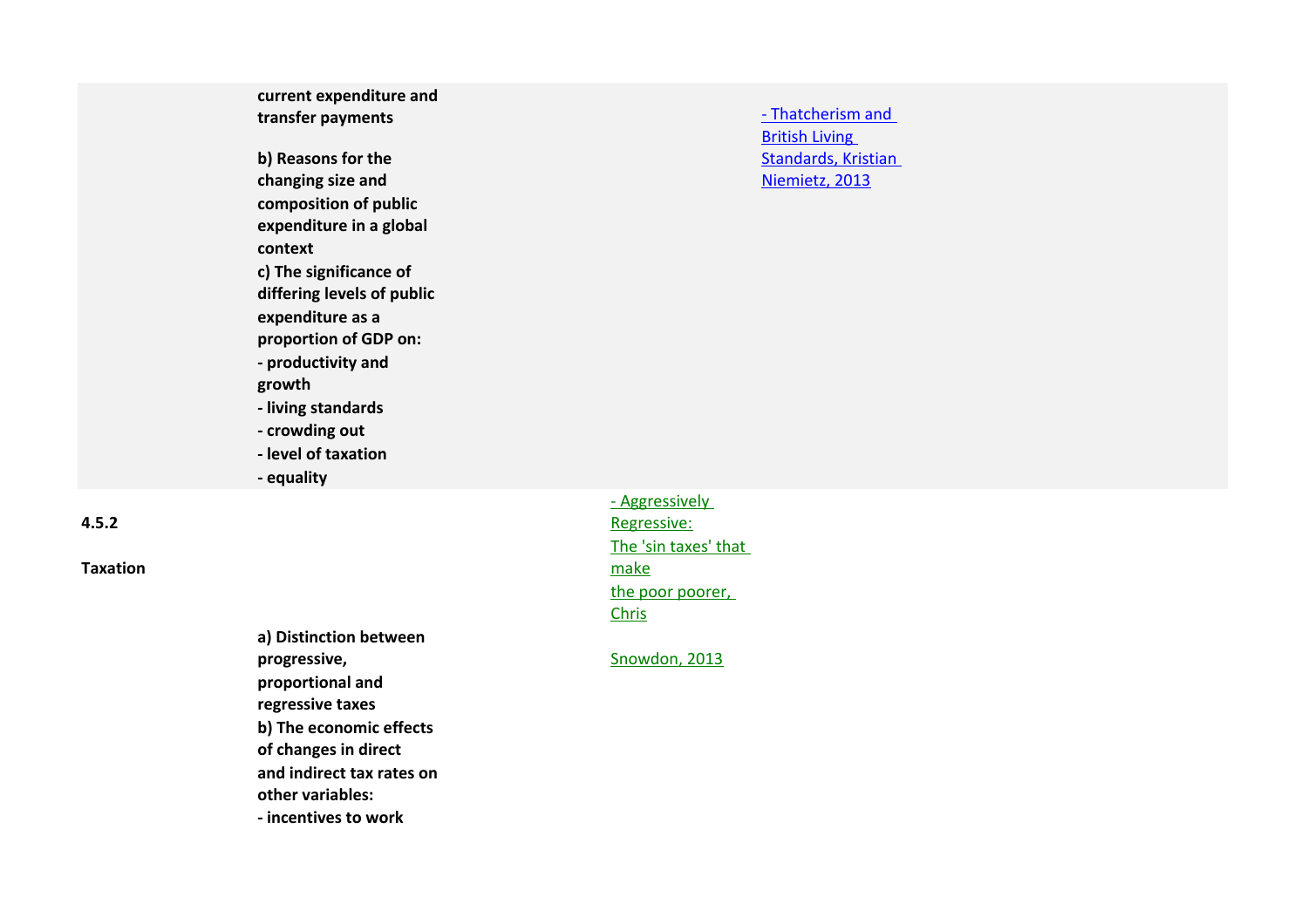| | | | |
|---|---|---|---|
| | **current expenditure and transfer payments**<br><br>**b) Reasons for the changing size and composition of public expenditure in a global context**<br>**c) The significance of differing levels of public expenditure as a proportion of GDP on:**<br>**- productivity and growth**<br>**- living standards**<br>**- crowding out**<br>**- level of taxation**<br>**- equality** | | - Thatcherism and British Living Standards, Kristian Niemietz, 2013 |
| **4.5.2**<br><br>**Taxation** | **a) Distinction between progressive, proportional and regressive taxes**<br>**b) The economic effects of changes in direct and indirect tax rates on other variables:**<br>**- incentives to work** | - Aggressively Regressive: The 'sin taxes' that make the poor poorer, Chris Snowdon, 2013 | |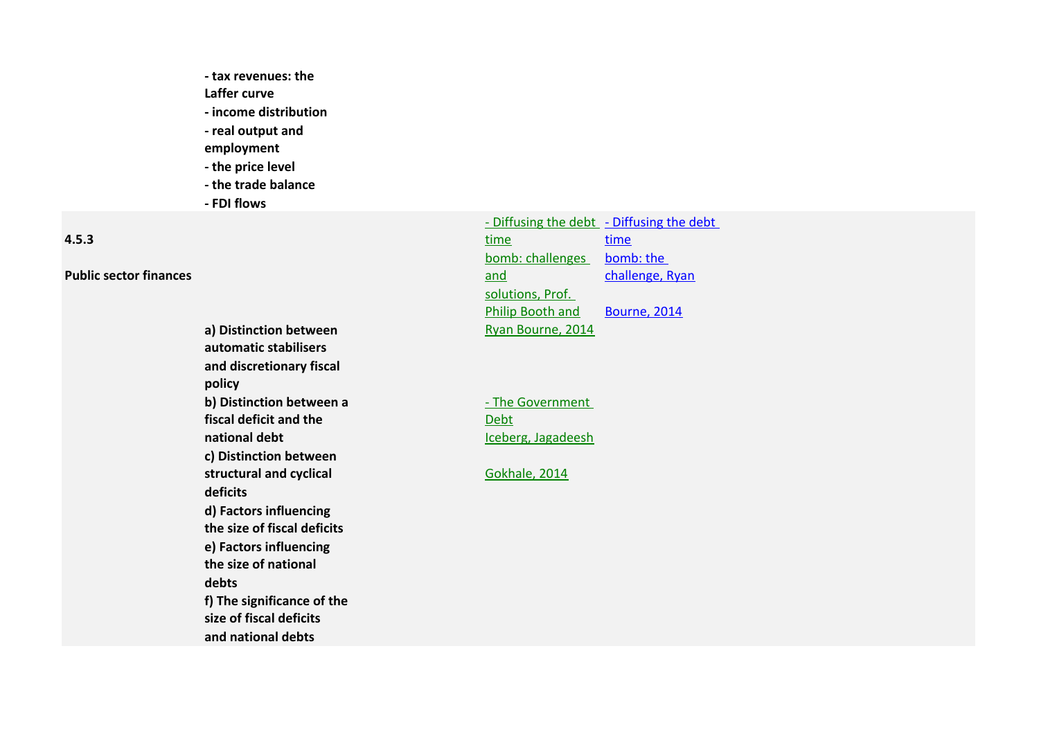- tax revenues: the Laffer curve
- income distribution
- real output and employment
- the price level
- the trade balance
- FDI flows

| | | | |
|---|---|---|---|
| **4.5.3**<br><br>**Public sector finances** | **a) Distinction between automatic stabilisers and discretionary fiscal policy**<br>**b) Distinction between a fiscal deficit and the national debt**<br>**c) Distinction between structural and cyclical deficits**<br>**d) Factors influencing the size of fiscal deficits**<br>**e) Factors influencing the size of national debts**<br>**f) The significance of the size of fiscal deficits and national debts** | - Diffusing the debt time bomb: challenges and solutions, Prof. Philip Booth and Ryan Bourne, 2014<br><br>- The Government Debt Iceberg, Jagadeesh Gokhale, 2014 | - Diffusing the debt time bomb: the challenge, Ryan Bourne, 2014 |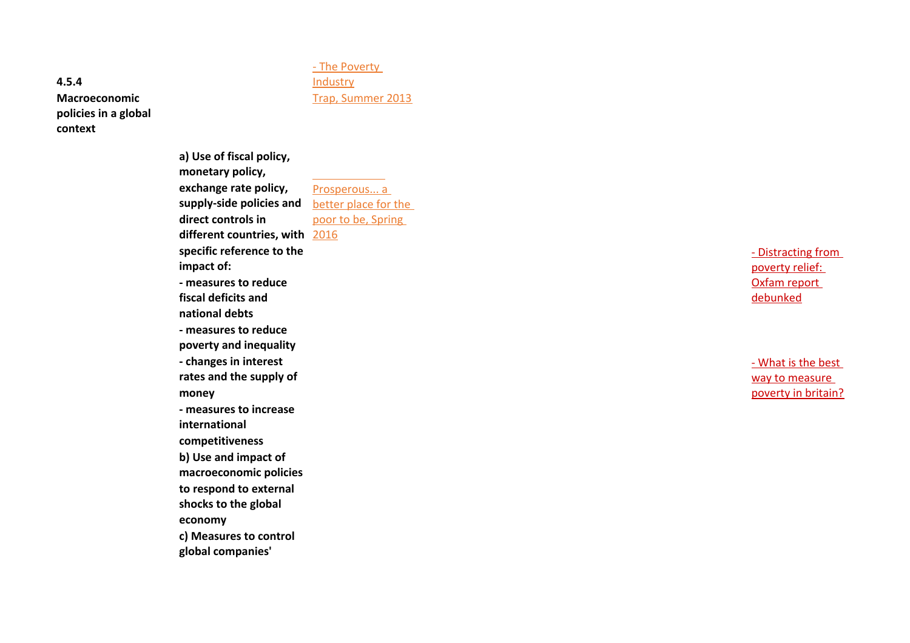| | | | | |
|---|---|---|---|---|
| **4.5.4 Macroeconomic policies in a global context** | | - The Poverty Industry Trap, Summer 2013 | | |
| | **a) Use of fiscal policy, monetary policy, exchange rate policy, supply-side policies and direct controls in different countries, with specific reference to the impact of:**<br>**- measures to reduce fiscal deficits and national debts**<br>**- measures to reduce poverty and inequality**<br>**- changes in interest rates and the supply of money**<br>**- measures to increase international competitiveness**<br>**b) Use and impact of macroeconomic policies to respond to external shocks to the global economy**<br>**c) Measures to control global companies'** | Prosperous... a better place for the poor to be, Spring 2016 | | - Distracting from poverty relief: Oxfam report debunked<br><br>- What is the best way to measure poverty in britain? |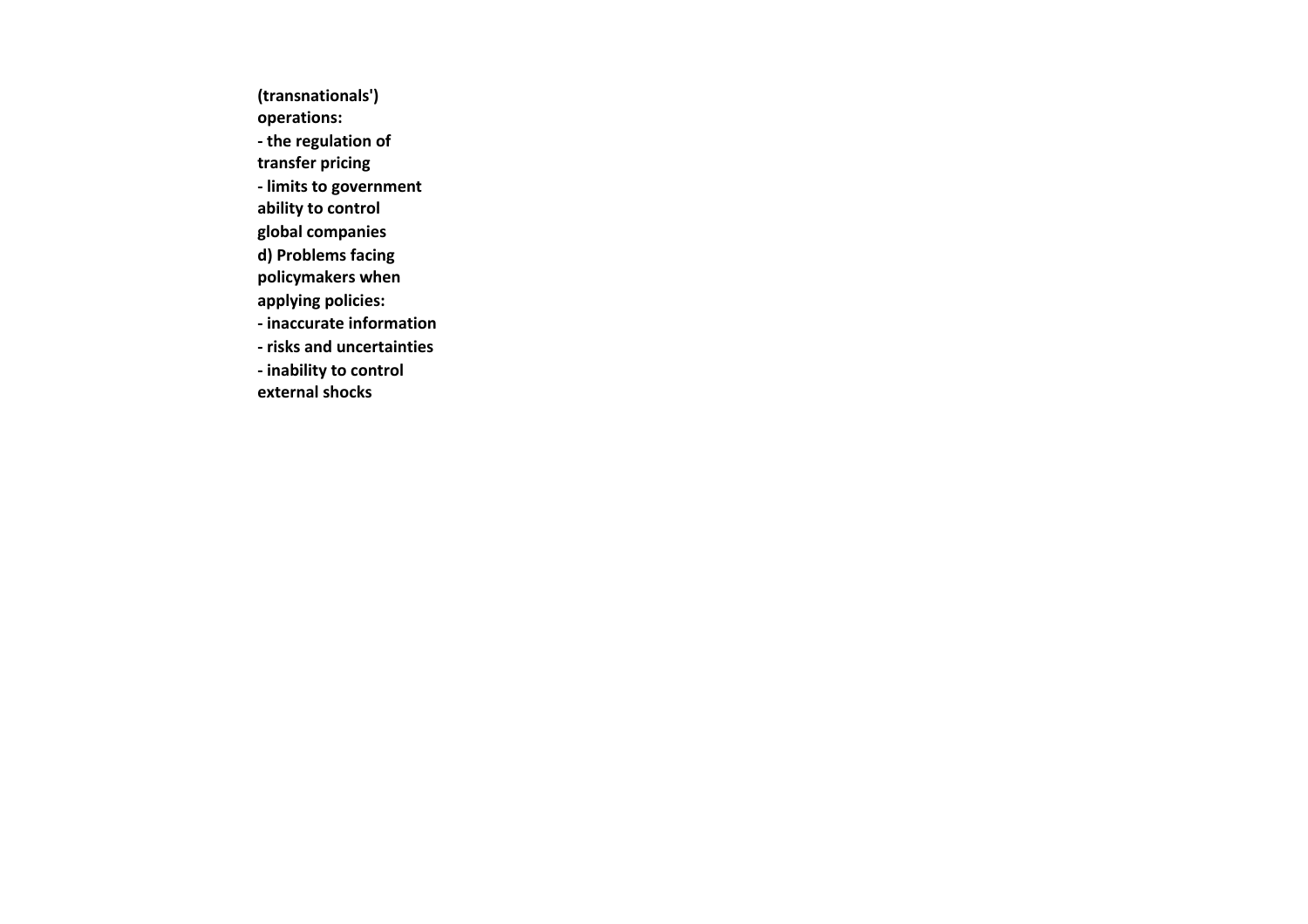**(transnationals') operations:**

**- the regulation of transfer pricing**

**- limits to government ability to control global companies**

**d) Problems facing policymakers when applying policies:**

**- inaccurate information**

**- risks and uncertainties**

**- inability to control external shocks**